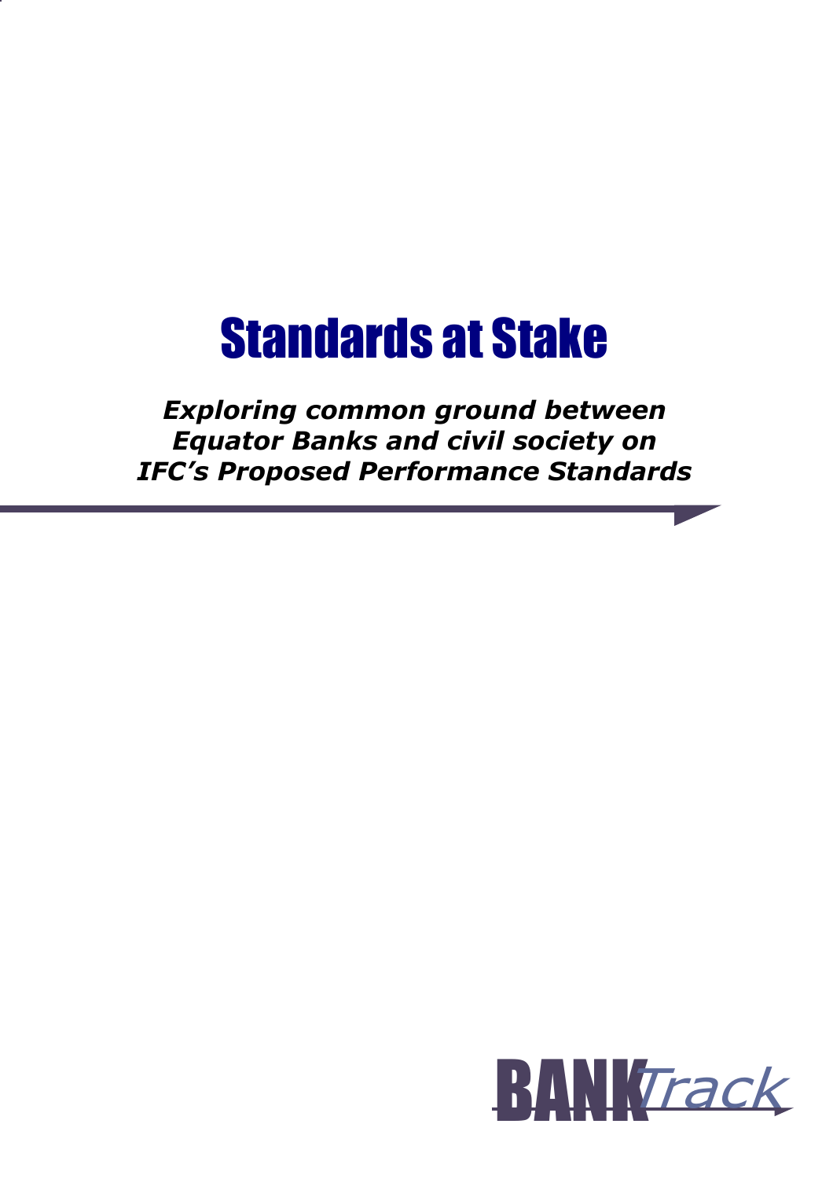# Standards at Stake

***Exploring common ground between Equator Banks and civil society on IFC's Proposed Performance Standards***

BANK*Track*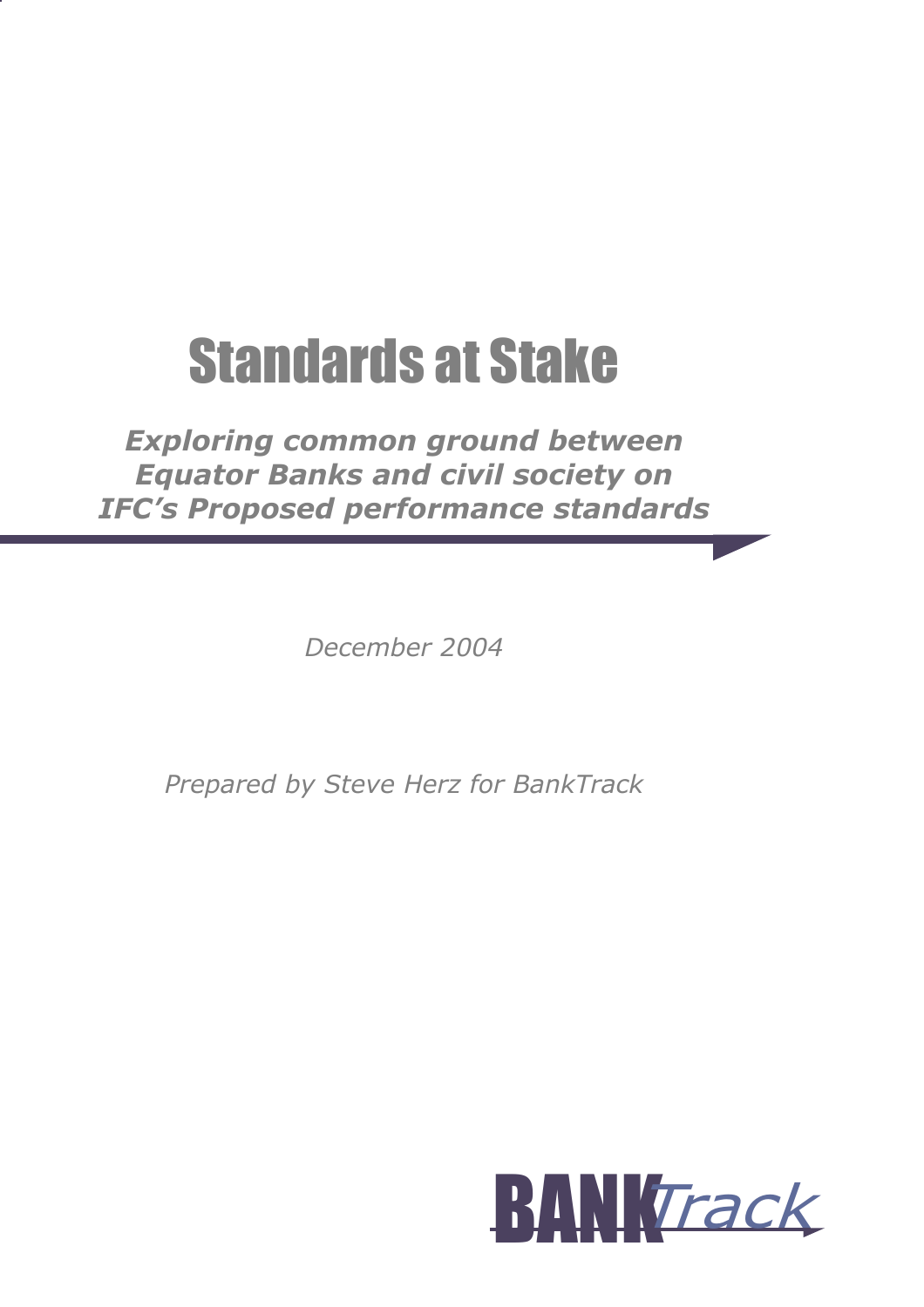# Standards at Stake

***Exploring common ground between Equator Banks and civil society on IFC's Proposed performance standards***

*December 2004*

*Prepared by Steve Herz for BankTrack*

BANKTrack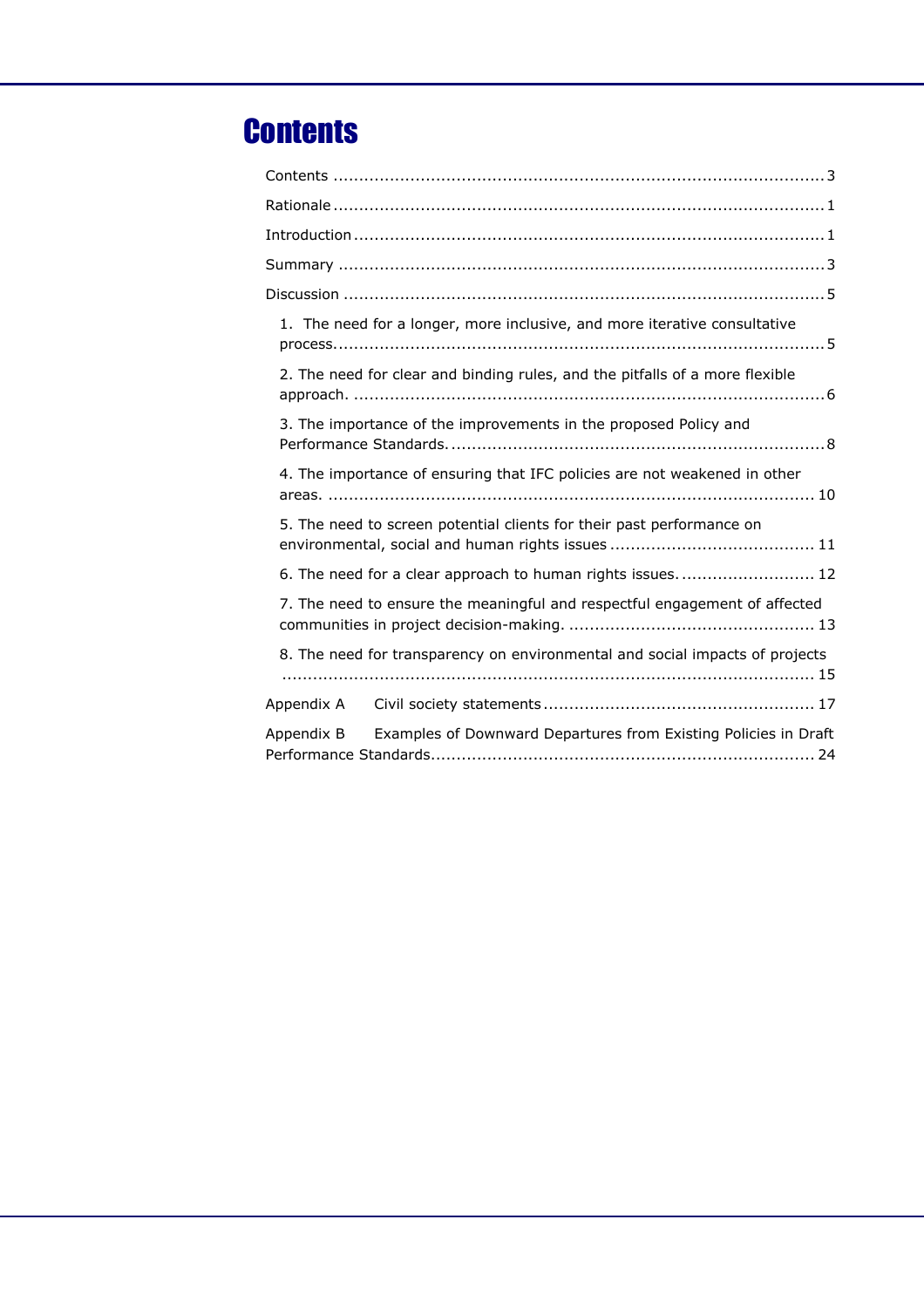# Contents

Contents ..... 3

Rationale ..... 1

Introduction ..... 1

Summary ..... 3

Discussion ..... 5

- 1. The need for a longer, more inclusive, and more iterative consultative process. ..... 5
- 2. The need for clear and binding rules, and the pitfalls of a more flexible approach. ..... 6
- 3. The importance of the improvements in the proposed Policy and Performance Standards. ..... 8
- 4. The importance of ensuring that IFC policies are not weakened in other areas. ..... 10
- 5. The need to screen potential clients for their past performance on environmental, social and human rights issues ..... 11
- 6. The need for a clear approach to human rights issues. ..... 12
- 7. The need to ensure the meaningful and respectful engagement of affected communities in project decision-making. ..... 13
- 8. The need for transparency on environmental and social impacts of projects ..... 15

Appendix A Civil society statements ..... 17

Appendix B Examples of Downward Departures from Existing Policies in Draft Performance Standards ..... 24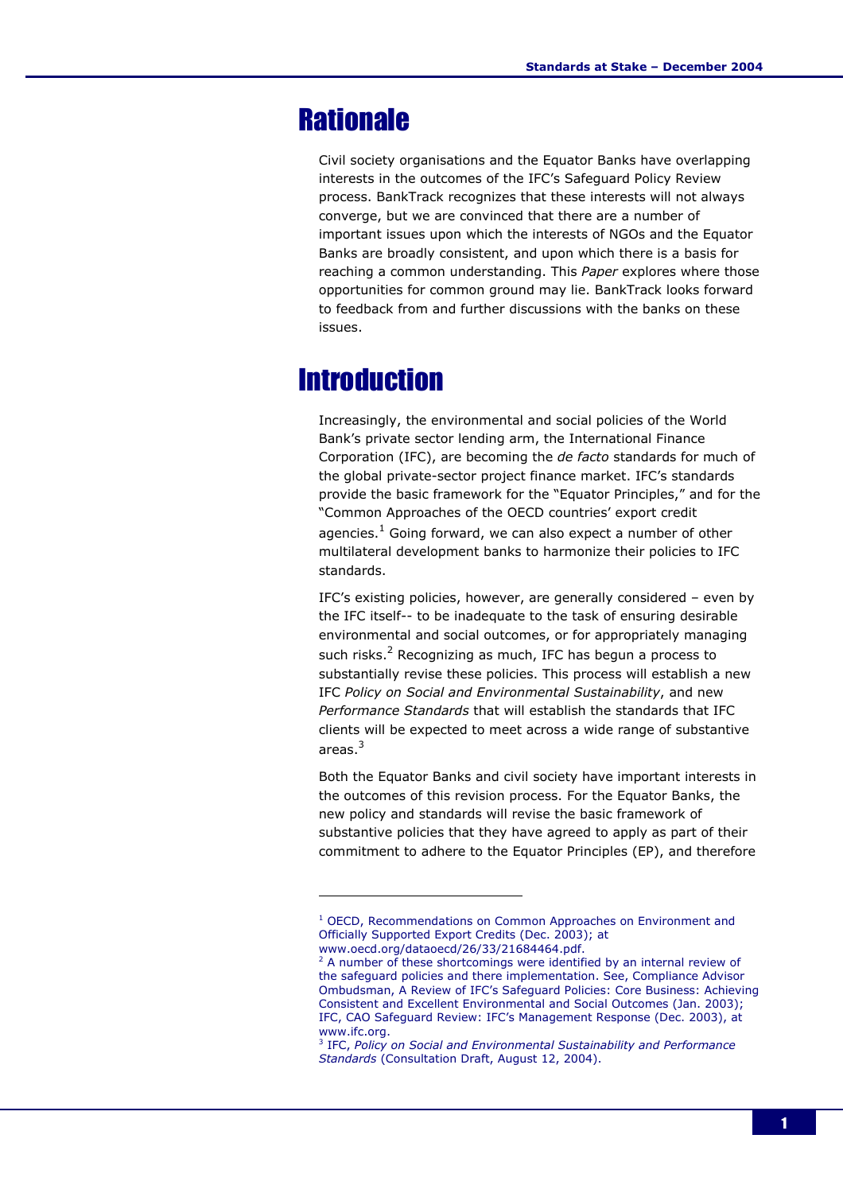# Rationale

Civil society organisations and the Equator Banks have overlapping interests in the outcomes of the IFC's Safeguard Policy Review process. BankTrack recognizes that these interests will not always converge, but we are convinced that there are a number of important issues upon which the interests of NGOs and the Equator Banks are broadly consistent, and upon which there is a basis for reaching a common understanding. This *Paper* explores where those opportunities for common ground may lie. BankTrack looks forward to feedback from and further discussions with the banks on these issues.

# Introduction

Increasingly, the environmental and social policies of the World Bank's private sector lending arm, the International Finance Corporation (IFC), are becoming the *de facto* standards for much of the global private-sector project finance market. IFC's standards provide the basic framework for the "Equator Principles," and for the "Common Approaches of the OECD countries' export credit agencies.[1] Going forward, we can also expect a number of other multilateral development banks to harmonize their policies to IFC standards.

IFC's existing policies, however, are generally considered – even by the IFC itself-- to be inadequate to the task of ensuring desirable environmental and social outcomes, or for appropriately managing such risks.[2] Recognizing as much, IFC has begun a process to substantially revise these policies. This process will establish a new IFC *Policy on Social and Environmental Sustainability*, and new *Performance Standards* that will establish the standards that IFC clients will be expected to meet across a wide range of substantive areas.[3]

Both the Equator Banks and civil society have important interests in the outcomes of this revision process. For the Equator Banks, the new policy and standards will revise the basic framework of substantive policies that they have agreed to apply as part of their commitment to adhere to the Equator Principles (EP), and therefore

---

[1] OECD, Recommendations on Common Approaches on Environment and Officially Supported Export Credits (Dec. 2003); at www.oecd.org/dataoecd/26/33/21684464.pdf.

[2] A number of these shortcomings were identified by an internal review of the safeguard policies and there implementation. See, Compliance Advisor Ombudsman, A Review of IFC's Safeguard Policies: Core Business: Achieving Consistent and Excellent Environmental and Social Outcomes (Jan. 2003); IFC, CAO Safeguard Review: IFC's Management Response (Dec. 2003), at www.ifc.org.

[3] IFC, *Policy on Social and Environmental Sustainability and Performance Standards* (Consultation Draft, August 12, 2004).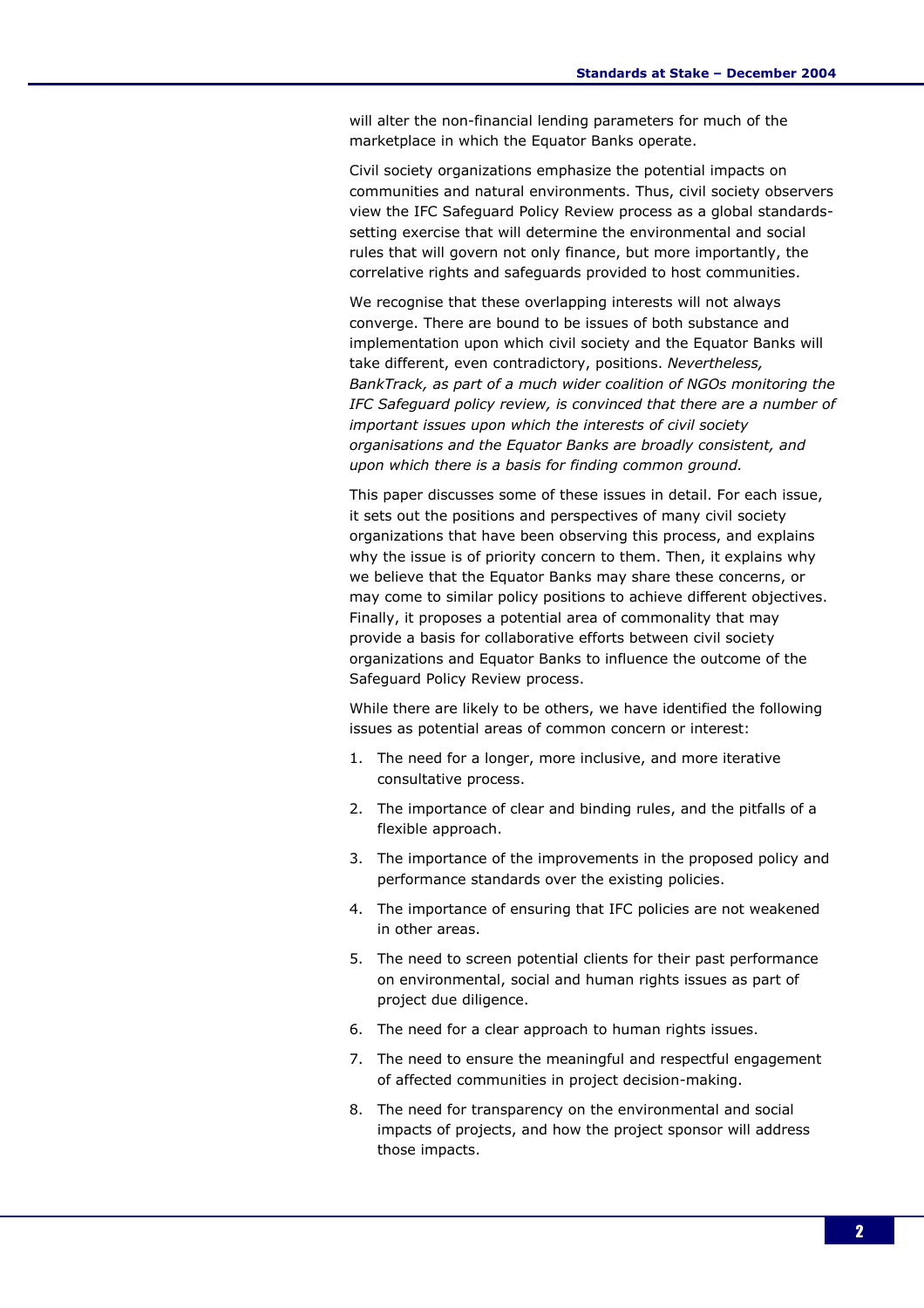will alter the non-financial lending parameters for much of the marketplace in which the Equator Banks operate.

Civil society organizations emphasize the potential impacts on communities and natural environments. Thus, civil society observers view the IFC Safeguard Policy Review process as a global standards-setting exercise that will determine the environmental and social rules that will govern not only finance, but more importantly, the correlative rights and safeguards provided to host communities.

We recognise that these overlapping interests will not always converge. There are bound to be issues of both substance and implementation upon which civil society and the Equator Banks will take different, even contradictory, positions. *Nevertheless, BankTrack, as part of a much wider coalition of NGOs monitoring the IFC Safeguard policy review, is convinced that there are a number of important issues upon which the interests of civil society organisations and the Equator Banks are broadly consistent, and upon which there is a basis for finding common ground.*

This paper discusses some of these issues in detail. For each issue, it sets out the positions and perspectives of many civil society organizations that have been observing this process, and explains why the issue is of priority concern to them. Then, it explains why we believe that the Equator Banks may share these concerns, or may come to similar policy positions to achieve different objectives. Finally, it proposes a potential area of commonality that may provide a basis for collaborative efforts between civil society organizations and Equator Banks to influence the outcome of the Safeguard Policy Review process.

While there are likely to be others, we have identified the following issues as potential areas of common concern or interest:

1. The need for a longer, more inclusive, and more iterative consultative process.
2. The importance of clear and binding rules, and the pitfalls of a flexible approach.
3. The importance of the improvements in the proposed policy and performance standards over the existing policies.
4. The importance of ensuring that IFC policies are not weakened in other areas.
5. The need to screen potential clients for their past performance on environmental, social and human rights issues as part of project due diligence.
6. The need for a clear approach to human rights issues.
7. The need to ensure the meaningful and respectful engagement of affected communities in project decision-making.
8. The need for transparency on the environmental and social impacts of projects, and how the project sponsor will address those impacts.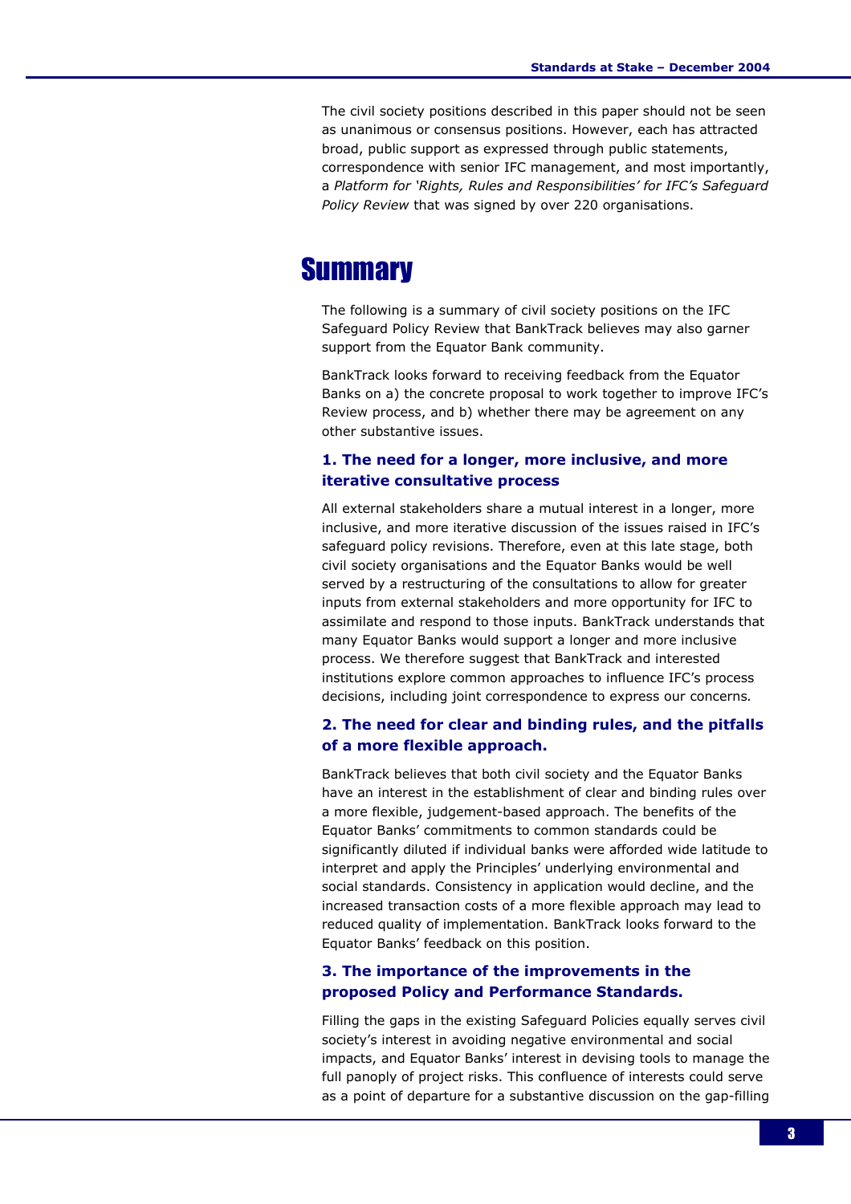The civil society positions described in this paper should not be seen as unanimous or consensus positions. However, each has attracted broad, public support as expressed through public statements, correspondence with senior IFC management, and most importantly, a *Platform for 'Rights, Rules and Responsibilities' for IFC's Safeguard Policy Review* that was signed by over 220 organisations.

# Summary

The following is a summary of civil society positions on the IFC Safeguard Policy Review that BankTrack believes may also garner support from the Equator Bank community.

BankTrack looks forward to receiving feedback from the Equator Banks on a) the concrete proposal to work together to improve IFC's Review process, and b) whether there may be agreement on any other substantive issues.

### 1. The need for a longer, more inclusive, and more iterative consultative process

All external stakeholders share a mutual interest in a longer, more inclusive, and more iterative discussion of the issues raised in IFC's safeguard policy revisions. Therefore, even at this late stage, both civil society organisations and the Equator Banks would be well served by a restructuring of the consultations to allow for greater inputs from external stakeholders and more opportunity for IFC to assimilate and respond to those inputs. BankTrack understands that many Equator Banks would support a longer and more inclusive process. We therefore suggest that BankTrack and interested institutions explore common approaches to influence IFC's process decisions, including joint correspondence to express our concerns.

### 2. The need for clear and binding rules, and the pitfalls of a more flexible approach.

BankTrack believes that both civil society and the Equator Banks have an interest in the establishment of clear and binding rules over a more flexible, judgement-based approach. The benefits of the Equator Banks' commitments to common standards could be significantly diluted if individual banks were afforded wide latitude to interpret and apply the Principles' underlying environmental and social standards. Consistency in application would decline, and the increased transaction costs of a more flexible approach may lead to reduced quality of implementation. BankTrack looks forward to the Equator Banks' feedback on this position.

### 3. The importance of the improvements in the proposed Policy and Performance Standards.

Filling the gaps in the existing Safeguard Policies equally serves civil society's interest in avoiding negative environmental and social impacts, and Equator Banks' interest in devising tools to manage the full panoply of project risks. This confluence of interests could serve as a point of departure for a substantive discussion on the gap-filling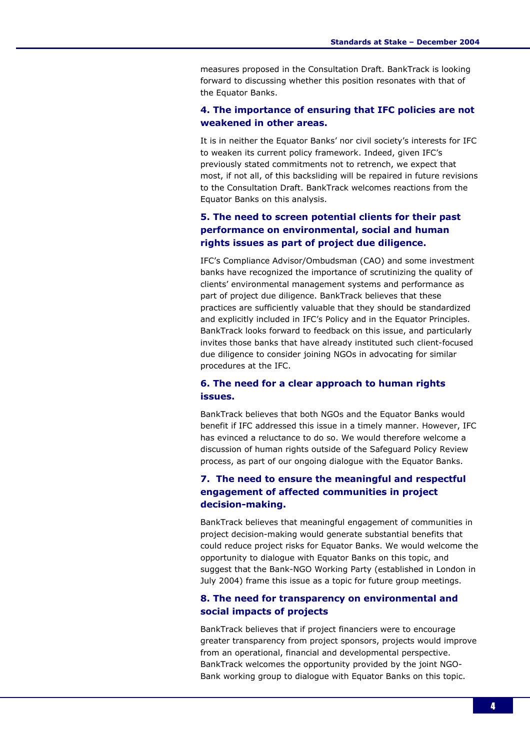measures proposed in the Consultation Draft. BankTrack is looking forward to discussing whether this position resonates with that of the Equator Banks.

### 4. The importance of ensuring that IFC policies are not weakened in other areas.

It is in neither the Equator Banks' nor civil society's interests for IFC to weaken its current policy framework. Indeed, given IFC's previously stated commitments not to retrench, we expect that most, if not all, of this backsliding will be repaired in future revisions to the Consultation Draft. BankTrack welcomes reactions from the Equator Banks on this analysis.

### 5. The need to screen potential clients for their past performance on environmental, social and human rights issues as part of project due diligence.

IFC's Compliance Advisor/Ombudsman (CAO) and some investment banks have recognized the importance of scrutinizing the quality of clients' environmental management systems and performance as part of project due diligence. BankTrack believes that these practices are sufficiently valuable that they should be standardized and explicitly included in IFC's Policy and in the Equator Principles. BankTrack looks forward to feedback on this issue, and particularly invites those banks that have already instituted such client-focused due diligence to consider joining NGOs in advocating for similar procedures at the IFC.

### 6. The need for a clear approach to human rights issues.

BankTrack believes that both NGOs and the Equator Banks would benefit if IFC addressed this issue in a timely manner. However, IFC has evinced a reluctance to do so. We would therefore welcome a discussion of human rights outside of the Safeguard Policy Review process, as part of our ongoing dialogue with the Equator Banks.

### 7. The need to ensure the meaningful and respectful engagement of affected communities in project decision-making.

BankTrack believes that meaningful engagement of communities in project decision-making would generate substantial benefits that could reduce project risks for Equator Banks. We would welcome the opportunity to dialogue with Equator Banks on this topic, and suggest that the Bank-NGO Working Party (established in London in July 2004) frame this issue as a topic for future group meetings.

### 8. The need for transparency on environmental and social impacts of projects

BankTrack believes that if project financiers were to encourage greater transparency from project sponsors, projects would improve from an operational, financial and developmental perspective. BankTrack welcomes the opportunity provided by the joint NGO-Bank working group to dialogue with Equator Banks on this topic.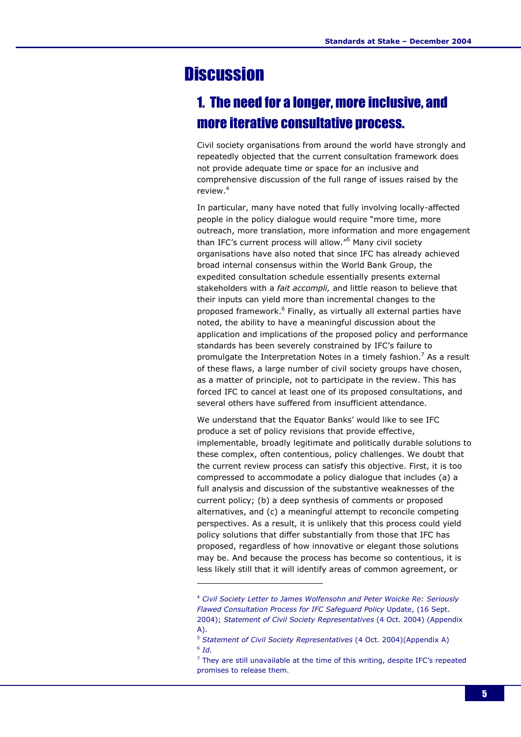# Discussion

## 1. The need for a longer, more inclusive, and more iterative consultative process.

Civil society organisations from around the world have strongly and repeatedly objected that the current consultation framework does not provide adequate time or space for an inclusive and comprehensive discussion of the full range of issues raised by the review.[4]

In particular, many have noted that fully involving locally-affected people in the policy dialogue would require "more time, more outreach, more translation, more information and more engagement than IFC's current process will allow."[5] Many civil society organisations have also noted that since IFC has already achieved broad internal consensus within the World Bank Group, the expedited consultation schedule essentially presents external stakeholders with a *fait accompli,* and little reason to believe that their inputs can yield more than incremental changes to the proposed framework.[6] Finally, as virtually all external parties have noted, the ability to have a meaningful discussion about the application and implications of the proposed policy and performance standards has been severely constrained by IFC's failure to promulgate the Interpretation Notes in a timely fashion.[7] As a result of these flaws, a large number of civil society groups have chosen, as a matter of principle, not to participate in the review. This has forced IFC to cancel at least one of its proposed consultations, and several others have suffered from insufficient attendance.

We understand that the Equator Banks' would like to see IFC produce a set of policy revisions that provide effective, implementable, broadly legitimate and politically durable solutions to these complex, often contentious, policy challenges. We doubt that the current review process can satisfy this objective. First, it is too compressed to accommodate a policy dialogue that includes (a) a full analysis and discussion of the substantive weaknesses of the current policy; (b) a deep synthesis of comments or proposed alternatives, and (c) a meaningful attempt to reconcile competing perspectives. As a result, it is unlikely that this process could yield policy solutions that differ substantially from those that IFC has proposed, regardless of how innovative or elegant those solutions may be. And because the process has become so contentious, it is less likely still that it will identify areas of common agreement, or

---

[4] *Civil Society Letter to James Wolfensohn and Peter Woicke Re: Seriously Flawed Consultation Process for IFC Safeguard Policy* Update, (16 Sept. 2004); *Statement of Civil Society Representatives* (4 Oct. 2004) (Appendix A).

[5] *Statement of Civil Society Representatives* (4 Oct. 2004)(Appendix A)

[6] *Id.*

[7] They are still unavailable at the time of this writing, despite IFC's repeated promises to release them.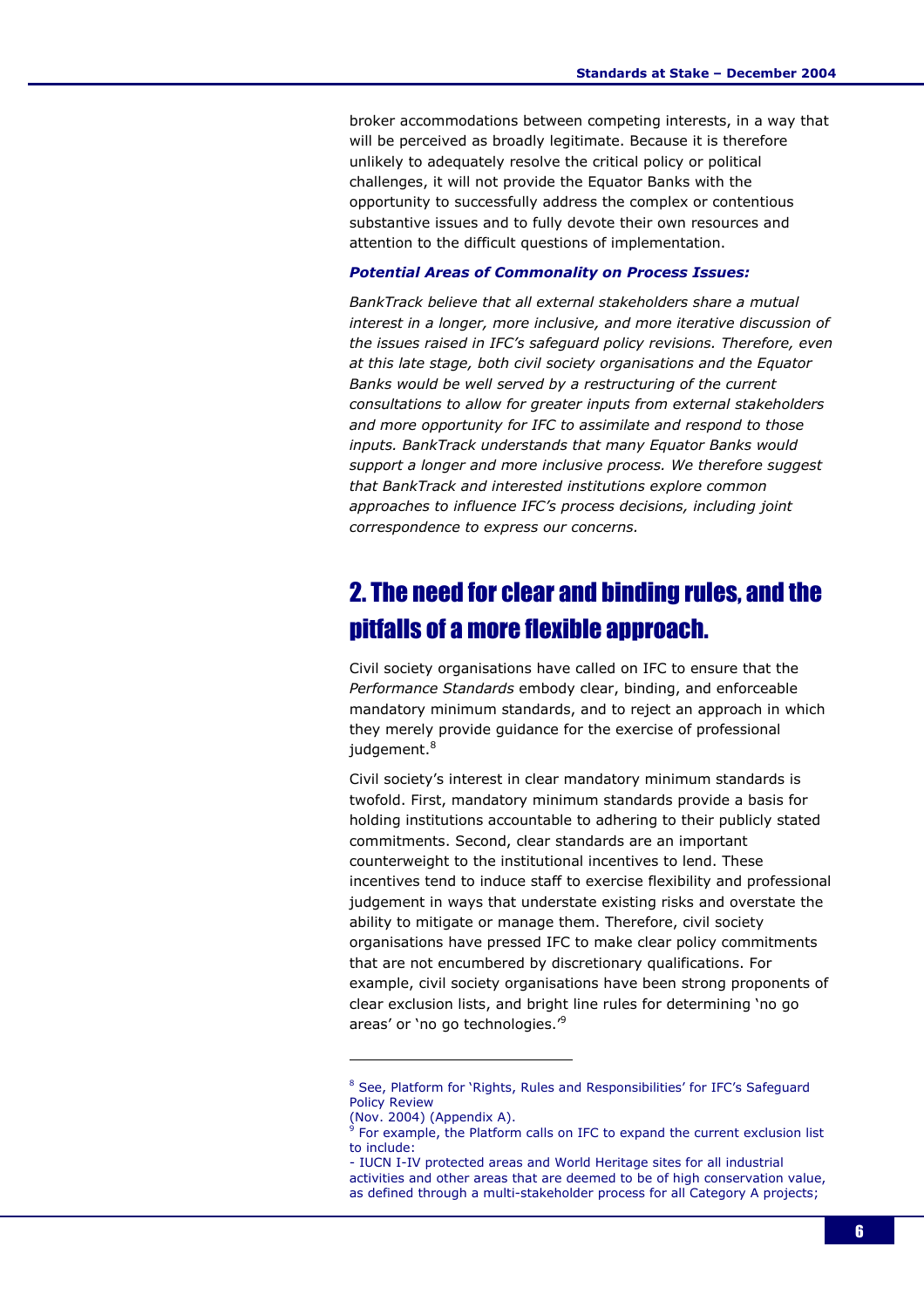broker accommodations between competing interests, in a way that will be perceived as broadly legitimate. Because it is therefore unlikely to adequately resolve the critical policy or political challenges, it will not provide the Equator Banks with the opportunity to successfully address the complex or contentious substantive issues and to fully devote their own resources and attention to the difficult questions of implementation.

***Potential Areas of Commonality on Process Issues:***

*BankTrack believe that all external stakeholders share a mutual interest in a longer, more inclusive, and more iterative discussion of the issues raised in IFC's safeguard policy revisions. Therefore, even at this late stage, both civil society organisations and the Equator Banks would be well served by a restructuring of the current consultations to allow for greater inputs from external stakeholders and more opportunity for IFC to assimilate and respond to those inputs. BankTrack understands that many Equator Banks would support a longer and more inclusive process. We therefore suggest that BankTrack and interested institutions explore common approaches to influence IFC's process decisions, including joint correspondence to express our concerns.*

## 2. The need for clear and binding rules, and the pitfalls of a more flexible approach.

Civil society organisations have called on IFC to ensure that the *Performance Standards* embody clear, binding, and enforceable mandatory minimum standards, and to reject an approach in which they merely provide guidance for the exercise of professional judgement.[8]

Civil society's interest in clear mandatory minimum standards is twofold. First, mandatory minimum standards provide a basis for holding institutions accountable to adhering to their publicly stated commitments. Second, clear standards are an important counterweight to the institutional incentives to lend. These incentives tend to induce staff to exercise flexibility and professional judgement in ways that understate existing risks and overstate the ability to mitigate or manage them. Therefore, civil society organisations have pressed IFC to make clear policy commitments that are not encumbered by discretionary qualifications. For example, civil society organisations have been strong proponents of clear exclusion lists, and bright line rules for determining 'no go areas' or 'no go technologies.'[9]

---

[8] See, Platform for 'Rights, Rules and Responsibilities' for IFC's Safeguard Policy Review (Nov. 2004) (Appendix A).

[9] For example, the Platform calls on IFC to expand the current exclusion list to include:
- IUCN I-IV protected areas and World Heritage sites for all industrial activities and other areas that are deemed to be of high conservation value, as defined through a multi-stakeholder process for all Category A projects;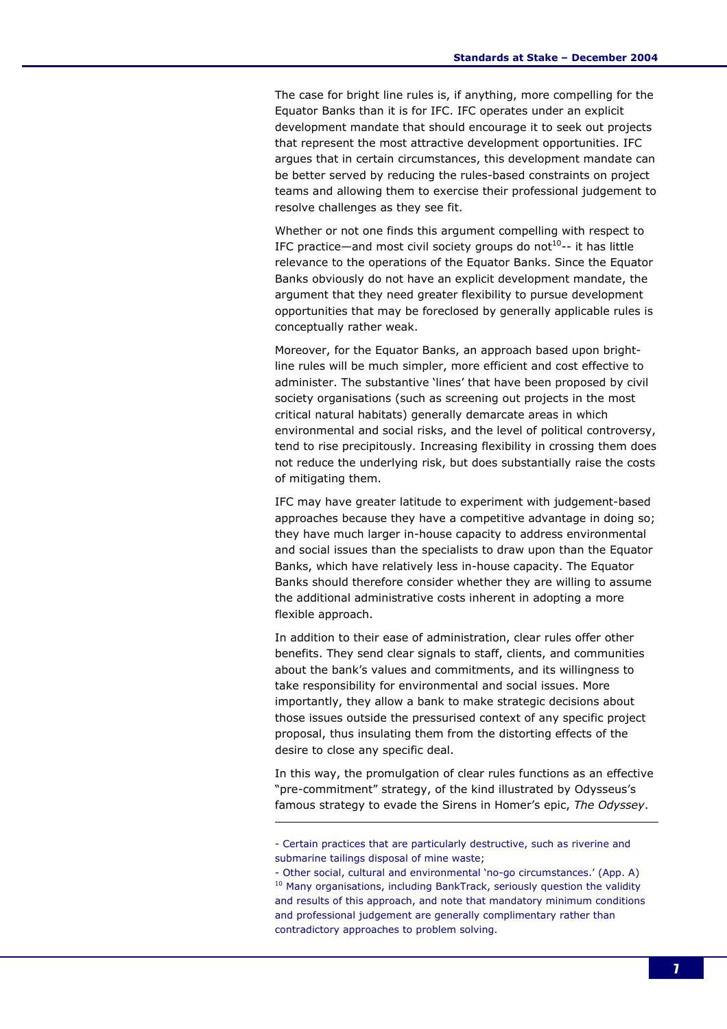The case for bright line rules is, if anything, more compelling for the Equator Banks than it is for IFC. IFC operates under an explicit development mandate that should encourage it to seek out projects that represent the most attractive development opportunities. IFC argues that in certain circumstances, this development mandate can be better served by reducing the rules-based constraints on project teams and allowing them to exercise their professional judgement to resolve challenges as they see fit.

Whether or not one finds this argument compelling with respect to IFC practice—and most civil society groups do not[10]-- it has little relevance to the operations of the Equator Banks. Since the Equator Banks obviously do not have an explicit development mandate, the argument that they need greater flexibility to pursue development opportunities that may be foreclosed by generally applicable rules is conceptually rather weak.

Moreover, for the Equator Banks, an approach based upon bright-line rules will be much simpler, more efficient and cost effective to administer. The substantive 'lines' that have been proposed by civil society organisations (such as screening out projects in the most critical natural habitats) generally demarcate areas in which environmental and social risks, and the level of political controversy, tend to rise precipitously. Increasing flexibility in crossing them does not reduce the underlying risk, but does substantially raise the costs of mitigating them.

IFC may have greater latitude to experiment with judgement-based approaches because they have a competitive advantage in doing so; they have much larger in-house capacity to address environmental and social issues than the specialists to draw upon than the Equator Banks, which have relatively less in-house capacity. The Equator Banks should therefore consider whether they are willing to assume the additional administrative costs inherent in adopting a more flexible approach.

In addition to their ease of administration, clear rules offer other benefits. They send clear signals to staff, clients, and communities about the bank's values and commitments, and its willingness to take responsibility for environmental and social issues. More importantly, they allow a bank to make strategic decisions about those issues outside the pressurised context of any specific project proposal, thus insulating them from the distorting effects of the desire to close any specific deal.

In this way, the promulgation of clear rules functions as an effective "pre-commitment" strategy, of the kind illustrated by Odysseus's famous strategy to evade the Sirens in Homer's epic, *The Odyssey*.

---

- Certain practices that are particularly destructive, such as riverine and submarine tailings disposal of mine waste;
- Other social, cultural and environmental 'no-go circumstances.' (App. A)

[10] Many organisations, including BankTrack, seriously question the validity and results of this approach, and note that mandatory minimum conditions and professional judgement are generally complimentary rather than contradictory approaches to problem solving.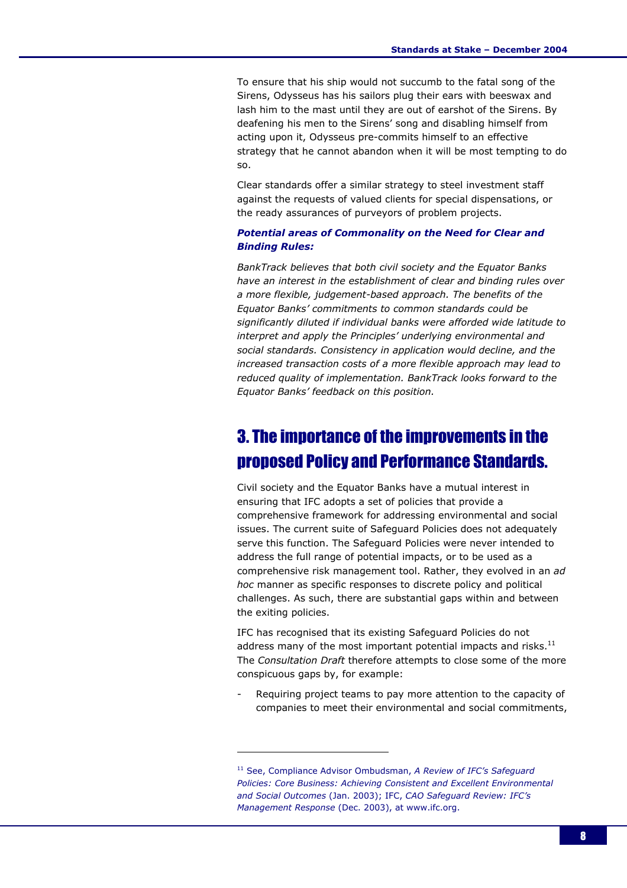To ensure that his ship would not succumb to the fatal song of the Sirens, Odysseus has his sailors plug their ears with beeswax and lash him to the mast until they are out of earshot of the Sirens. By deafening his men to the Sirens' song and disabling himself from acting upon it, Odysseus pre-commits himself to an effective strategy that he cannot abandon when it will be most tempting to do so.

Clear standards offer a similar strategy to steel investment staff against the requests of valued clients for special dispensations, or the ready assurances of purveyors of problem projects.

***Potential areas of Commonality on the Need for Clear and Binding Rules:***

*BankTrack believes that both civil society and the Equator Banks have an interest in the establishment of clear and binding rules over a more flexible, judgement-based approach. The benefits of the Equator Banks' commitments to common standards could be significantly diluted if individual banks were afforded wide latitude to interpret and apply the Principles' underlying environmental and social standards. Consistency in application would decline, and the increased transaction costs of a more flexible approach may lead to reduced quality of implementation. BankTrack looks forward to the Equator Banks' feedback on this position.*

## 3. The importance of the improvements in the proposed Policy and Performance Standards.

Civil society and the Equator Banks have a mutual interest in ensuring that IFC adopts a set of policies that provide a comprehensive framework for addressing environmental and social issues. The current suite of Safeguard Policies does not adequately serve this function. The Safeguard Policies were never intended to address the full range of potential impacts, or to be used as a comprehensive risk management tool. Rather, they evolved in an *ad hoc* manner as specific responses to discrete policy and political challenges. As such, there are substantial gaps within and between the exiting policies.

IFC has recognised that its existing Safeguard Policies do not address many of the most important potential impacts and risks.[11] The *Consultation Draft* therefore attempts to close some of the more conspicuous gaps by, for example:

- Requiring project teams to pay more attention to the capacity of companies to meet their environmental and social commitments,

---

[11] See, Compliance Advisor Ombudsman, *A Review of IFC's Safeguard Policies: Core Business: Achieving Consistent and Excellent Environmental and Social Outcomes* (Jan. 2003); IFC, *CAO Safeguard Review: IFC's Management Response* (Dec. 2003), at www.ifc.org.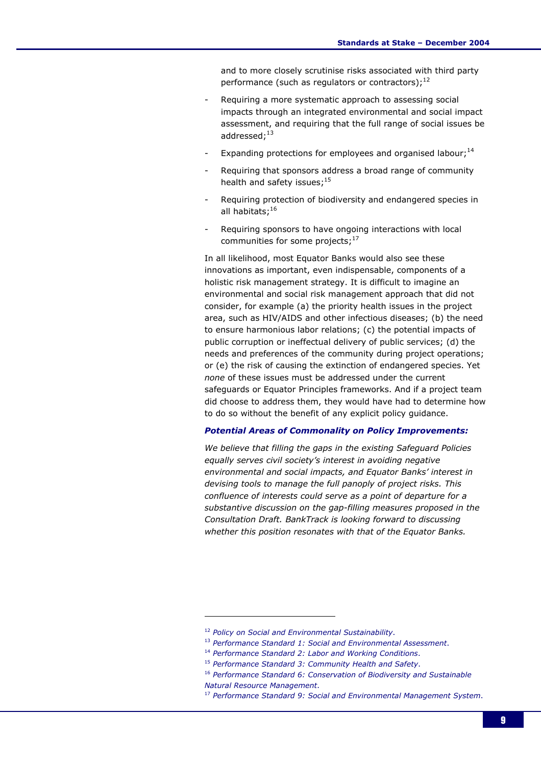and to more closely scrutinise risks associated with third party performance (such as regulators or contractors);[12]

- Requiring a more systematic approach to assessing social impacts through an integrated environmental and social impact assessment, and requiring that the full range of social issues be addressed;[13]
- Expanding protections for employees and organised labour;[14]
- Requiring that sponsors address a broad range of community health and safety issues;[15]
- Requiring protection of biodiversity and endangered species in all habitats;[16]
- Requiring sponsors to have ongoing interactions with local communities for some projects;[17]

In all likelihood, most Equator Banks would also see these innovations as important, even indispensable, components of a holistic risk management strategy. It is difficult to imagine an environmental and social risk management approach that did not consider, for example (a) the priority health issues in the project area, such as HIV/AIDS and other infectious diseases; (b) the need to ensure harmonious labor relations; (c) the potential impacts of public corruption or ineffectual delivery of public services; (d) the needs and preferences of the community during project operations; or (e) the risk of causing the extinction of endangered species. Yet *none* of these issues must be addressed under the current safeguards or Equator Principles frameworks. And if a project team did choose to address them, they would have had to determine how to do so without the benefit of any explicit policy guidance.

***Potential Areas of Commonality on Policy Improvements:***

*We believe that filling the gaps in the existing Safeguard Policies equally serves civil society's interest in avoiding negative environmental and social impacts, and Equator Banks' interest in devising tools to manage the full panoply of project risks. This confluence of interests could serve as a point of departure for a substantive discussion on the gap-filling measures proposed in the Consultation Draft. BankTrack is looking forward to discussing whether this position resonates with that of the Equator Banks.*

---

[12] *Policy on Social and Environmental Sustainability*.

[13] *Performance Standard 1: Social and Environmental Assessment*.

[14] *Performance Standard 2: Labor and Working Conditions*.

[15] *Performance Standard 3: Community Health and Safety*.

[16] *Performance Standard 6: Conservation of Biodiversity and Sustainable Natural Resource Management*.

[17] *Performance Standard 9: Social and Environmental Management System*.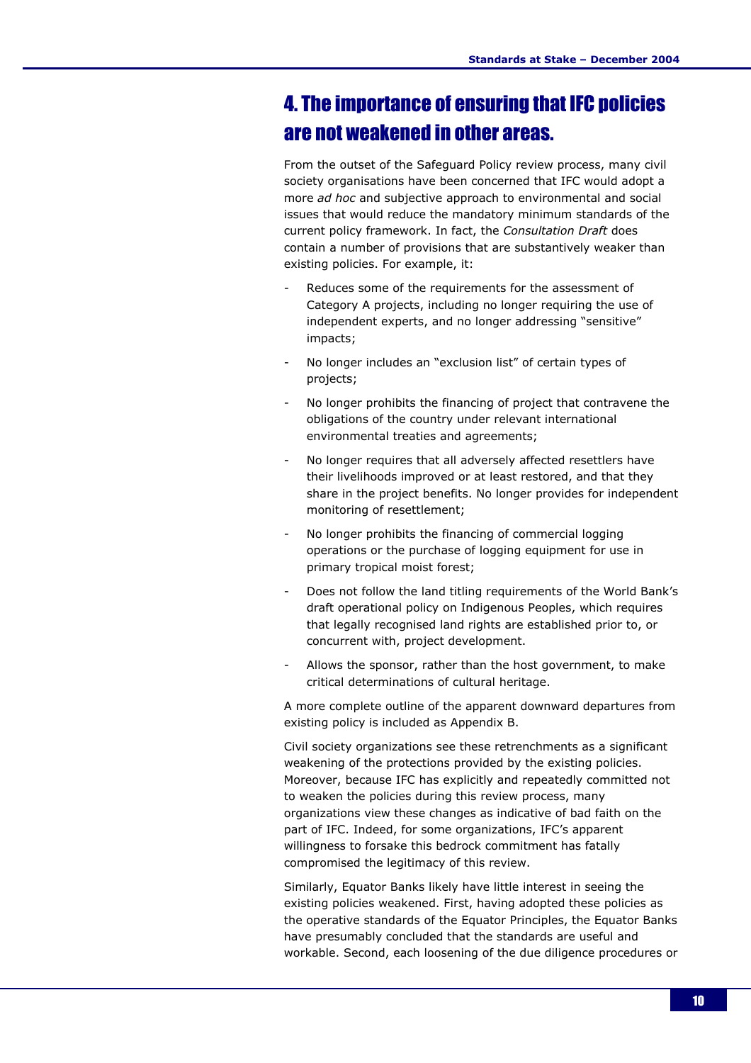## 4. The importance of ensuring that IFC policies are not weakened in other areas.

From the outset of the Safeguard Policy review process, many civil society organisations have been concerned that IFC would adopt a more *ad hoc* and subjective approach to environmental and social issues that would reduce the mandatory minimum standards of the current policy framework. In fact, the *Consultation Draft* does contain a number of provisions that are substantively weaker than existing policies. For example, it:

- Reduces some of the requirements for the assessment of Category A projects, including no longer requiring the use of independent experts, and no longer addressing "sensitive" impacts;
- No longer includes an "exclusion list" of certain types of projects;
- No longer prohibits the financing of project that contravene the obligations of the country under relevant international environmental treaties and agreements;
- No longer requires that all adversely affected resettlers have their livelihoods improved or at least restored, and that they share in the project benefits. No longer provides for independent monitoring of resettlement;
- No longer prohibits the financing of commercial logging operations or the purchase of logging equipment for use in primary tropical moist forest;
- Does not follow the land titling requirements of the World Bank's draft operational policy on Indigenous Peoples, which requires that legally recognised land rights are established prior to, or concurrent with, project development.
- Allows the sponsor, rather than the host government, to make critical determinations of cultural heritage.

A more complete outline of the apparent downward departures from existing policy is included as Appendix B.

Civil society organizations see these retrenchments as a significant weakening of the protections provided by the existing policies. Moreover, because IFC has explicitly and repeatedly committed not to weaken the policies during this review process, many organizations view these changes as indicative of bad faith on the part of IFC. Indeed, for some organizations, IFC's apparent willingness to forsake this bedrock commitment has fatally compromised the legitimacy of this review.

Similarly, Equator Banks likely have little interest in seeing the existing policies weakened. First, having adopted these policies as the operative standards of the Equator Principles, the Equator Banks have presumably concluded that the standards are useful and workable. Second, each loosening of the due diligence procedures or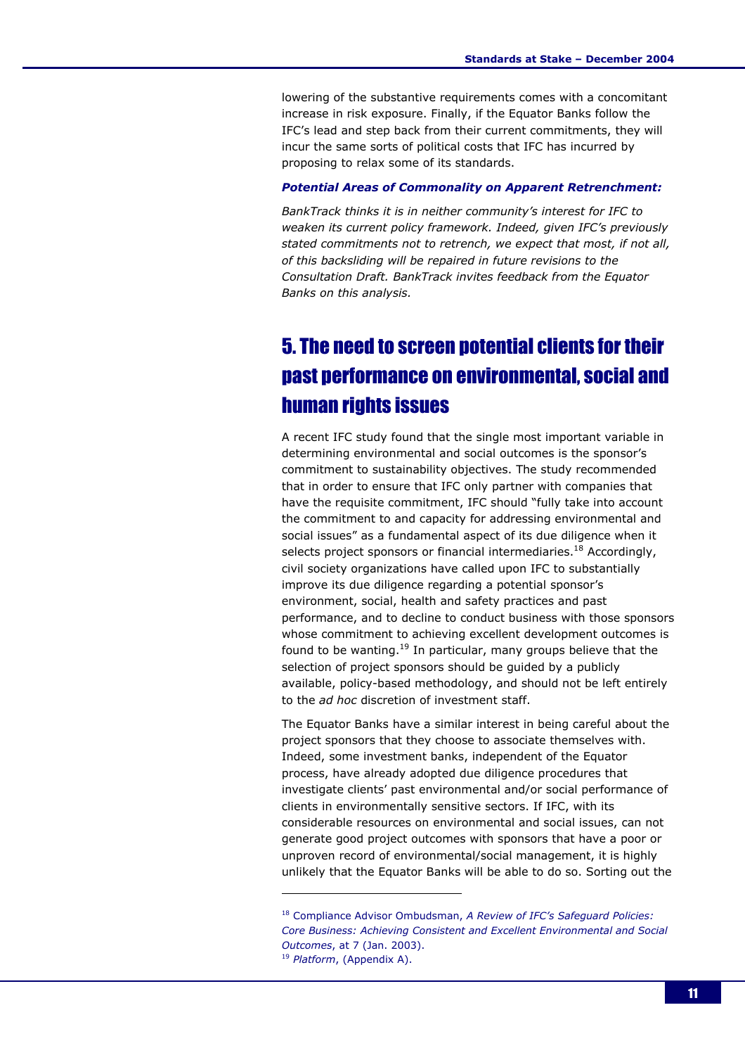lowering of the substantive requirements comes with a concomitant increase in risk exposure. Finally, if the Equator Banks follow the IFC's lead and step back from their current commitments, they will incur the same sorts of political costs that IFC has incurred by proposing to relax some of its standards.

***Potential Areas of Commonality on Apparent Retrenchment:***

*BankTrack thinks it is in neither community's interest for IFC to weaken its current policy framework. Indeed, given IFC's previously stated commitments not to retrench, we expect that most, if not all, of this backsliding will be repaired in future revisions to the Consultation Draft. BankTrack invites feedback from the Equator Banks on this analysis.*

## 5. The need to screen potential clients for their past performance on environmental, social and human rights issues

A recent IFC study found that the single most important variable in determining environmental and social outcomes is the sponsor's commitment to sustainability objectives. The study recommended that in order to ensure that IFC only partner with companies that have the requisite commitment, IFC should "fully take into account the commitment to and capacity for addressing environmental and social issues" as a fundamental aspect of its due diligence when it selects project sponsors or financial intermediaries.[18] Accordingly, civil society organizations have called upon IFC to substantially improve its due diligence regarding a potential sponsor's environment, social, health and safety practices and past performance, and to decline to conduct business with those sponsors whose commitment to achieving excellent development outcomes is found to be wanting.[19] In particular, many groups believe that the selection of project sponsors should be guided by a publicly available, policy-based methodology, and should not be left entirely to the *ad hoc* discretion of investment staff.

The Equator Banks have a similar interest in being careful about the project sponsors that they choose to associate themselves with. Indeed, some investment banks, independent of the Equator process, have already adopted due diligence procedures that investigate clients' past environmental and/or social performance of clients in environmentally sensitive sectors. If IFC, with its considerable resources on environmental and social issues, can not generate good project outcomes with sponsors that have a poor or unproven record of environmental/social management, it is highly unlikely that the Equator Banks will be able to do so. Sorting out the

---

[18] Compliance Advisor Ombudsman, *A Review of IFC's Safeguard Policies: Core Business: Achieving Consistent and Excellent Environmental and Social Outcomes*, at 7 (Jan. 2003).

[19] *Platform*, (Appendix A).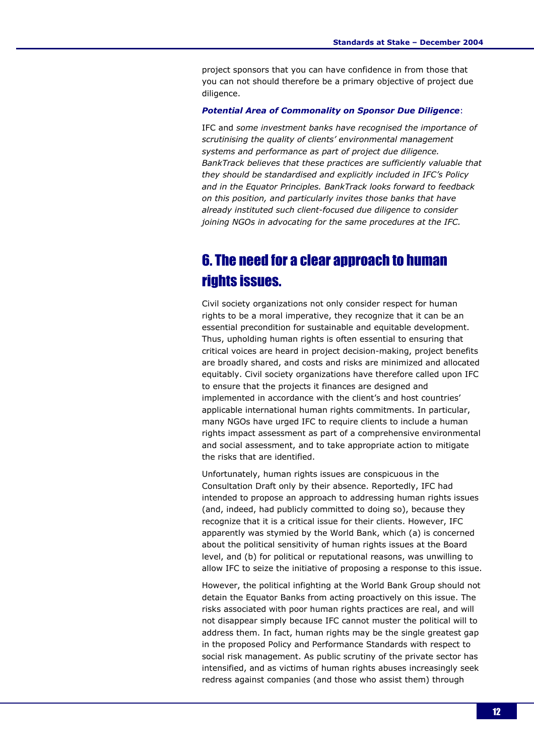project sponsors that you can have confidence in from those that you can not should therefore be a primary objective of project due diligence.

***Potential Area of Commonality on Sponsor Due Diligence***:

IFC and *some investment banks have recognised the importance of scrutinising the quality of clients' environmental management systems and performance as part of project due diligence. BankTrack believes that these practices are sufficiently valuable that they should be standardised and explicitly included in IFC's Policy and in the Equator Principles. BankTrack looks forward to feedback on this position, and particularly invites those banks that have already instituted such client-focused due diligence to consider joining NGOs in advocating for the same procedures at the IFC.*

## 6. The need for a clear approach to human rights issues.

Civil society organizations not only consider respect for human rights to be a moral imperative, they recognize that it can be an essential precondition for sustainable and equitable development. Thus, upholding human rights is often essential to ensuring that critical voices are heard in project decision-making, project benefits are broadly shared, and costs and risks are minimized and allocated equitably. Civil society organizations have therefore called upon IFC to ensure that the projects it finances are designed and implemented in accordance with the client's and host countries' applicable international human rights commitments. In particular, many NGOs have urged IFC to require clients to include a human rights impact assessment as part of a comprehensive environmental and social assessment, and to take appropriate action to mitigate the risks that are identified.

Unfortunately, human rights issues are conspicuous in the Consultation Draft only by their absence. Reportedly, IFC had intended to propose an approach to addressing human rights issues (and, indeed, had publicly committed to doing so), because they recognize that it is a critical issue for their clients. However, IFC apparently was stymied by the World Bank, which (a) is concerned about the political sensitivity of human rights issues at the Board level, and (b) for political or reputational reasons, was unwilling to allow IFC to seize the initiative of proposing a response to this issue.

However, the political infighting at the World Bank Group should not detain the Equator Banks from acting proactively on this issue. The risks associated with poor human rights practices are real, and will not disappear simply because IFC cannot muster the political will to address them. In fact, human rights may be the single greatest gap in the proposed Policy and Performance Standards with respect to social risk management. As public scrutiny of the private sector has intensified, and as victims of human rights abuses increasingly seek redress against companies (and those who assist them) through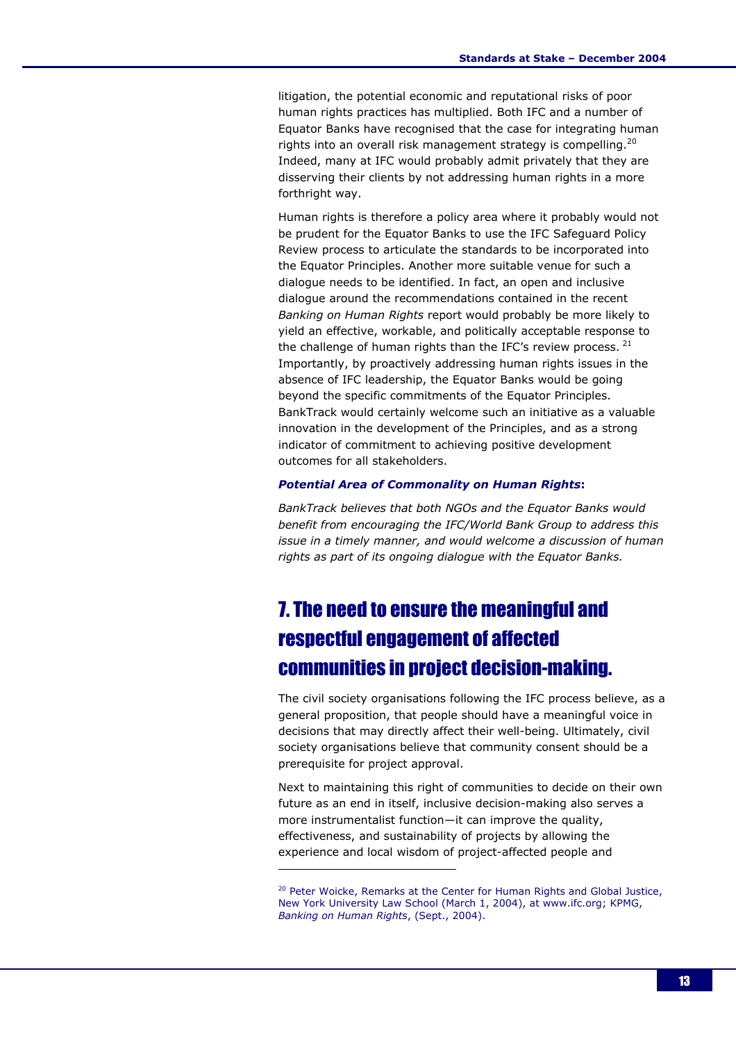litigation, the potential economic and reputational risks of poor human rights practices has multiplied. Both IFC and a number of Equator Banks have recognised that the case for integrating human rights into an overall risk management strategy is compelling.[20] Indeed, many at IFC would probably admit privately that they are disserving their clients by not addressing human rights in a more forthright way.

Human rights is therefore a policy area where it probably would not be prudent for the Equator Banks to use the IFC Safeguard Policy Review process to articulate the standards to be incorporated into the Equator Principles. Another more suitable venue for such a dialogue needs to be identified. In fact, an open and inclusive dialogue around the recommendations contained in the recent *Banking on Human Rights* report would probably be more likely to yield an effective, workable, and politically acceptable response to the challenge of human rights than the IFC's review process. [21] Importantly, by proactively addressing human rights issues in the absence of IFC leadership, the Equator Banks would be going beyond the specific commitments of the Equator Principles. BankTrack would certainly welcome such an initiative as a valuable innovation in the development of the Principles, and as a strong indicator of commitment to achieving positive development outcomes for all stakeholders.

***Potential Area of Commonality on Human Rights*:**

*BankTrack believes that both NGOs and the Equator Banks would benefit from encouraging the IFC/World Bank Group to address this issue in a timely manner, and would welcome a discussion of human rights as part of its ongoing dialogue with the Equator Banks.*

## 7. The need to ensure the meaningful and respectful engagement of affected communities in project decision-making.

The civil society organisations following the IFC process believe, as a general proposition, that people should have a meaningful voice in decisions that may directly affect their well-being. Ultimately, civil society organisations believe that community consent should be a prerequisite for project approval.

Next to maintaining this right of communities to decide on their own future as an end in itself, inclusive decision-making also serves a more instrumentalist function—it can improve the quality, effectiveness, and sustainability of projects by allowing the experience and local wisdom of project-affected people and

---

[20] Peter Woicke, Remarks at the Center for Human Rights and Global Justice, New York University Law School (March 1, 2004), at www.ifc.org; KPMG, *Banking on Human Rights*, (Sept., 2004).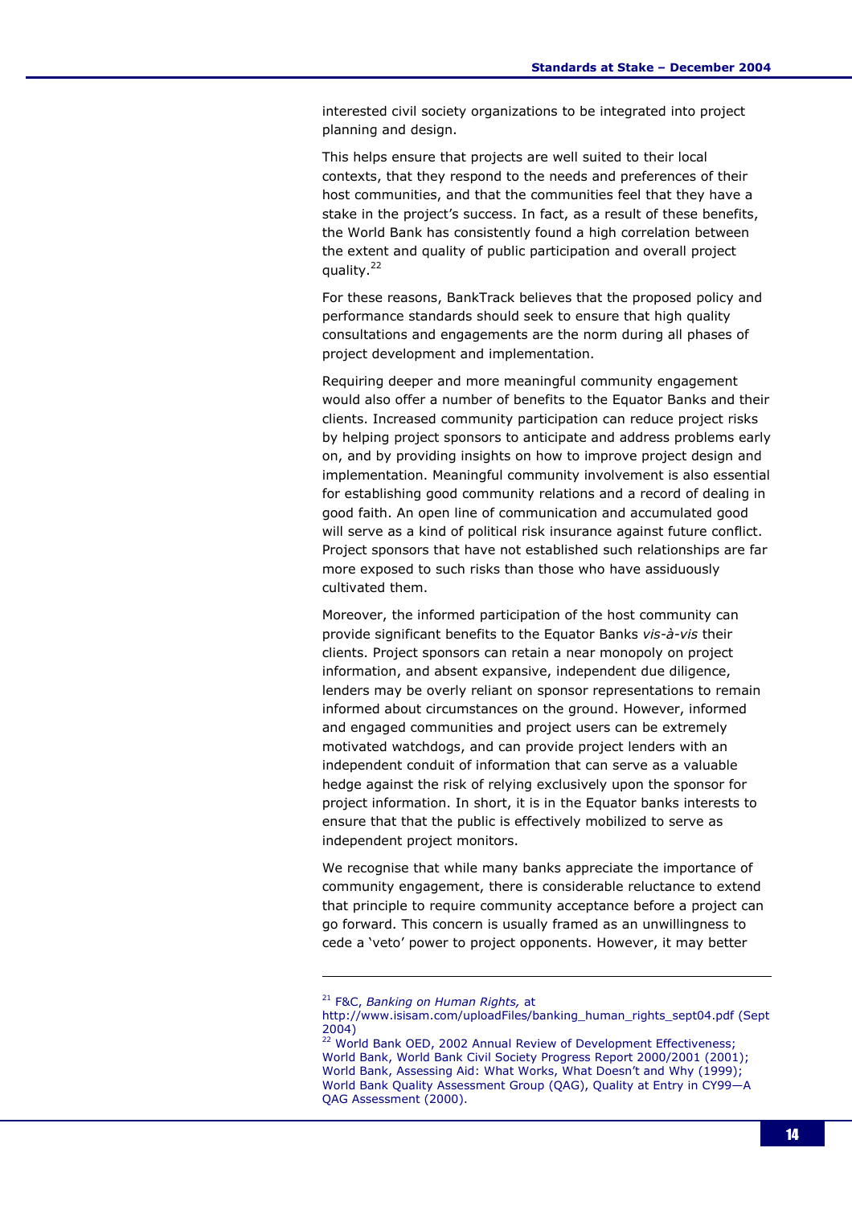interested civil society organizations to be integrated into project planning and design.

This helps ensure that projects are well suited to their local contexts, that they respond to the needs and preferences of their host communities, and that the communities feel that they have a stake in the project's success. In fact, as a result of these benefits, the World Bank has consistently found a high correlation between the extent and quality of public participation and overall project quality.[22]

For these reasons, BankTrack believes that the proposed policy and performance standards should seek to ensure that high quality consultations and engagements are the norm during all phases of project development and implementation.

Requiring deeper and more meaningful community engagement would also offer a number of benefits to the Equator Banks and their clients. Increased community participation can reduce project risks by helping project sponsors to anticipate and address problems early on, and by providing insights on how to improve project design and implementation. Meaningful community involvement is also essential for establishing good community relations and a record of dealing in good faith. An open line of communication and accumulated good will serve as a kind of political risk insurance against future conflict. Project sponsors that have not established such relationships are far more exposed to such risks than those who have assiduously cultivated them.

Moreover, the informed participation of the host community can provide significant benefits to the Equator Banks *vis-à-vis* their clients. Project sponsors can retain a near monopoly on project information, and absent expansive, independent due diligence, lenders may be overly reliant on sponsor representations to remain informed about circumstances on the ground. However, informed and engaged communities and project users can be extremely motivated watchdogs, and can provide project lenders with an independent conduit of information that can serve as a valuable hedge against the risk of relying exclusively upon the sponsor for project information. In short, it is in the Equator banks interests to ensure that that the public is effectively mobilized to serve as independent project monitors.

We recognise that while many banks appreciate the importance of community engagement, there is considerable reluctance to extend that principle to require community acceptance before a project can go forward. This concern is usually framed as an unwillingness to cede a 'veto' power to project opponents. However, it may better

---

[21] F&C, *Banking on Human Rights,* at http://www.isisam.com/uploadFiles/banking_human_rights_sept04.pdf (Sept 2004)

[22] World Bank OED, 2002 Annual Review of Development Effectiveness; World Bank, World Bank Civil Society Progress Report 2000/2001 (2001); World Bank, Assessing Aid: What Works, What Doesn't and Why (1999); World Bank Quality Assessment Group (QAG), Quality at Entry in CY99—A QAG Assessment (2000).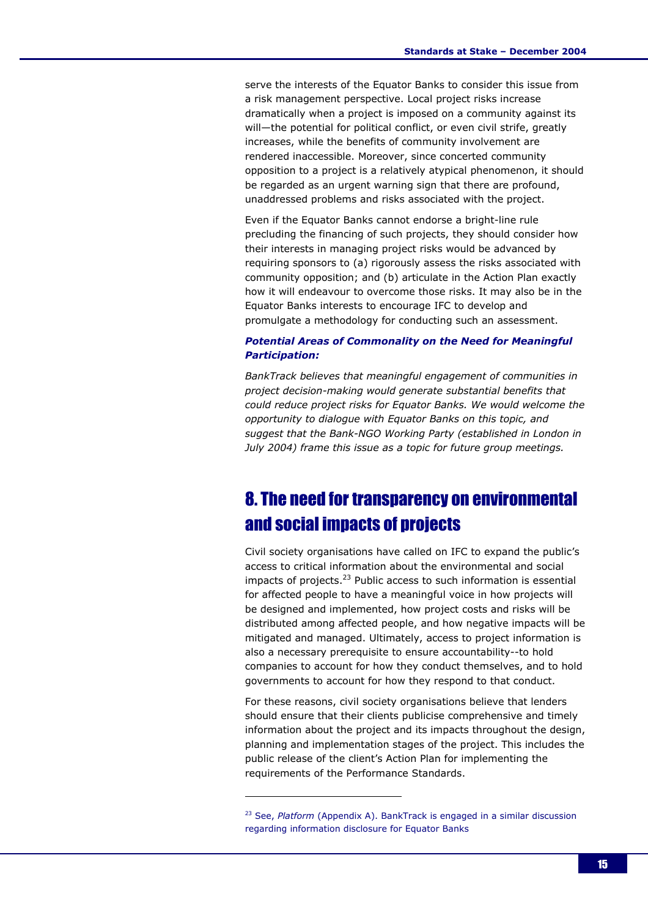serve the interests of the Equator Banks to consider this issue from a risk management perspective. Local project risks increase dramatically when a project is imposed on a community against its will—the potential for political conflict, or even civil strife, greatly increases, while the benefits of community involvement are rendered inaccessible. Moreover, since concerted community opposition to a project is a relatively atypical phenomenon, it should be regarded as an urgent warning sign that there are profound, unaddressed problems and risks associated with the project.

Even if the Equator Banks cannot endorse a bright-line rule precluding the financing of such projects, they should consider how their interests in managing project risks would be advanced by requiring sponsors to (a) rigorously assess the risks associated with community opposition; and (b) articulate in the Action Plan exactly how it will endeavour to overcome those risks. It may also be in the Equator Banks interests to encourage IFC to develop and promulgate a methodology for conducting such an assessment.

***Potential Areas of Commonality on the Need for Meaningful Participation:***

*BankTrack believes that meaningful engagement of communities in project decision-making would generate substantial benefits that could reduce project risks for Equator Banks. We would welcome the opportunity to dialogue with Equator Banks on this topic, and suggest that the Bank-NGO Working Party (established in London in July 2004) frame this issue as a topic for future group meetings.*

## 8. The need for transparency on environmental and social impacts of projects

Civil society organisations have called on IFC to expand the public's access to critical information about the environmental and social impacts of projects.[23] Public access to such information is essential for affected people to have a meaningful voice in how projects will be designed and implemented, how project costs and risks will be distributed among affected people, and how negative impacts will be mitigated and managed. Ultimately, access to project information is also a necessary prerequisite to ensure accountability--to hold companies to account for how they conduct themselves, and to hold governments to account for how they respond to that conduct.

For these reasons, civil society organisations believe that lenders should ensure that their clients publicise comprehensive and timely information about the project and its impacts throughout the design, planning and implementation stages of the project. This includes the public release of the client's Action Plan for implementing the requirements of the Performance Standards.

---

[23] See, *Platform* (Appendix A). BankTrack is engaged in a similar discussion regarding information disclosure for Equator Banks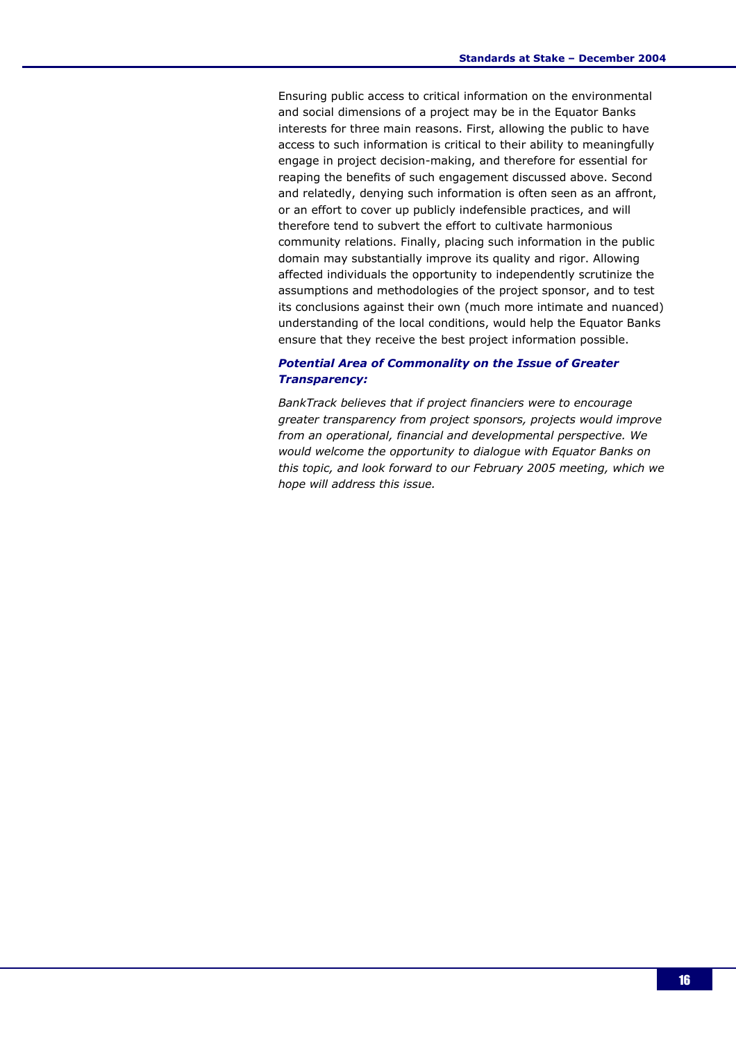Ensuring public access to critical information on the environmental and social dimensions of a project may be in the Equator Banks interests for three main reasons. First, allowing the public to have access to such information is critical to their ability to meaningfully engage in project decision-making, and therefore for essential for reaping the benefits of such engagement discussed above. Second and relatedly, denying such information is often seen as an affront, or an effort to cover up publicly indefensible practices, and will therefore tend to subvert the effort to cultivate harmonious community relations. Finally, placing such information in the public domain may substantially improve its quality and rigor. Allowing affected individuals the opportunity to independently scrutinize the assumptions and methodologies of the project sponsor, and to test its conclusions against their own (much more intimate and nuanced) understanding of the local conditions, would help the Equator Banks ensure that they receive the best project information possible.

***Potential Area of Commonality on the Issue of Greater Transparency:***

*BankTrack believes that if project financiers were to encourage greater transparency from project sponsors, projects would improve from an operational, financial and developmental perspective. We would welcome the opportunity to dialogue with Equator Banks on this topic, and look forward to our February 2005 meeting, which we hope will address this issue.*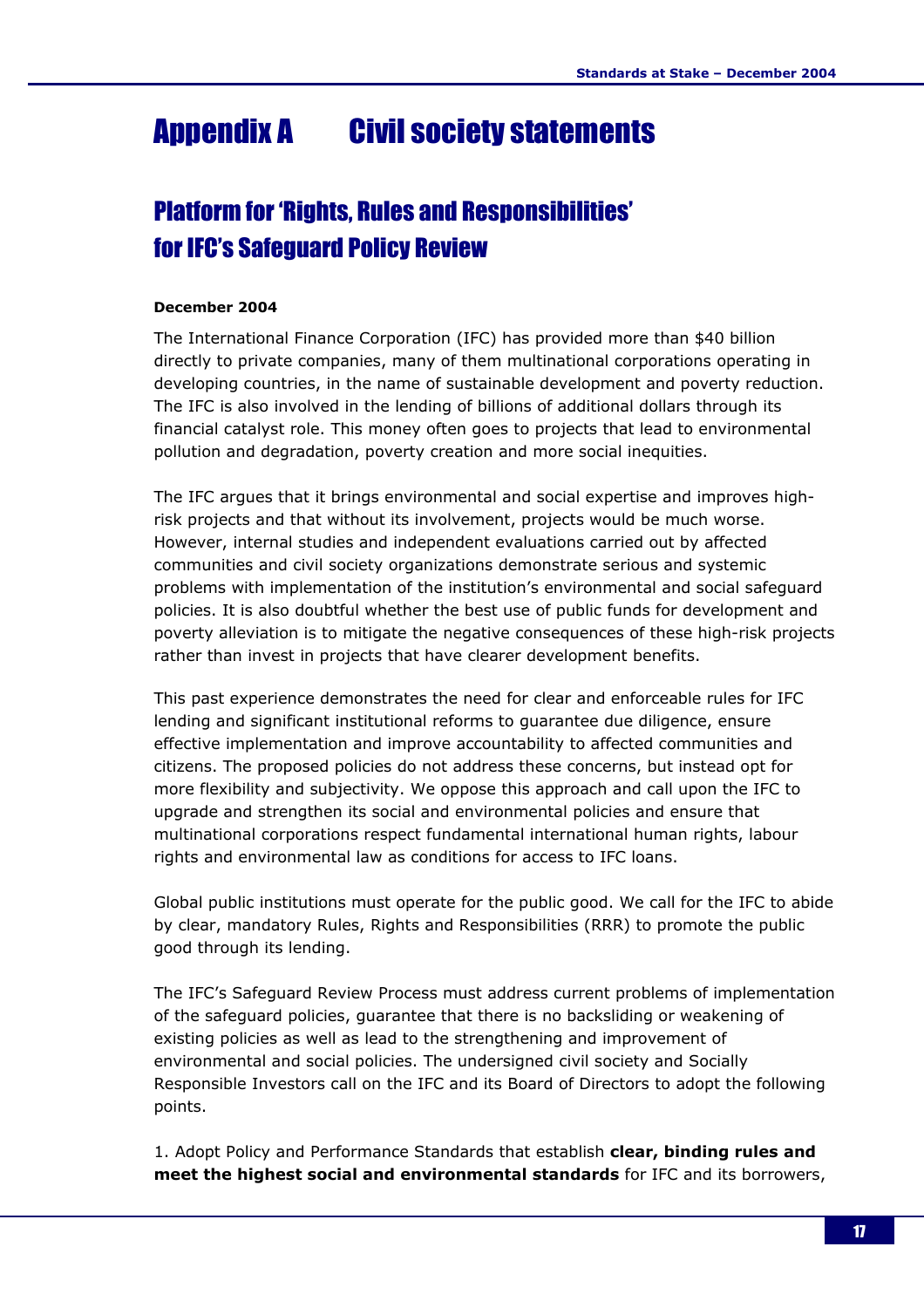# Appendix A Civil society statements

## Platform for 'Rights, Rules and Responsibilities' for IFC's Safeguard Policy Review

**December 2004**

The International Finance Corporation (IFC) has provided more than $40 billion directly to private companies, many of them multinational corporations operating in developing countries, in the name of sustainable development and poverty reduction. The IFC is also involved in the lending of billions of additional dollars through its financial catalyst role. This money often goes to projects that lead to environmental pollution and degradation, poverty creation and more social inequities.

The IFC argues that it brings environmental and social expertise and improves high-risk projects and that without its involvement, projects would be much worse. However, internal studies and independent evaluations carried out by affected communities and civil society organizations demonstrate serious and systemic problems with implementation of the institution's environmental and social safeguard policies. It is also doubtful whether the best use of public funds for development and poverty alleviation is to mitigate the negative consequences of these high-risk projects rather than invest in projects that have clearer development benefits.

This past experience demonstrates the need for clear and enforceable rules for IFC lending and significant institutional reforms to guarantee due diligence, ensure effective implementation and improve accountability to affected communities and citizens. The proposed policies do not address these concerns, but instead opt for more flexibility and subjectivity. We oppose this approach and call upon the IFC to upgrade and strengthen its social and environmental policies and ensure that multinational corporations respect fundamental international human rights, labour rights and environmental law as conditions for access to IFC loans.

Global public institutions must operate for the public good. We call for the IFC to abide by clear, mandatory Rules, Rights and Responsibilities (RRR) to promote the public good through its lending.

The IFC's Safeguard Review Process must address current problems of implementation of the safeguard policies, guarantee that there is no backsliding or weakening of existing policies as well as lead to the strengthening and improvement of environmental and social policies. The undersigned civil society and Socially Responsible Investors call on the IFC and its Board of Directors to adopt the following points.

1. Adopt Policy and Performance Standards that establish **clear, binding rules and meet the highest social and environmental standards** for IFC and its borrowers,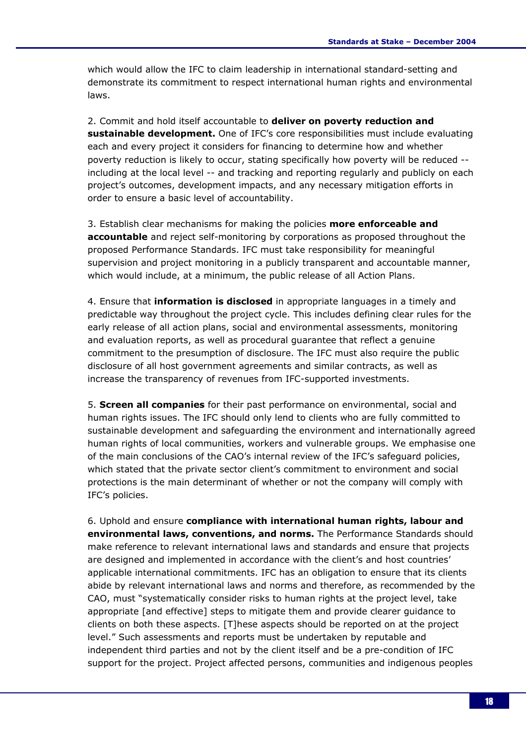which would allow the IFC to claim leadership in international standard-setting and demonstrate its commitment to respect international human rights and environmental laws.

2. Commit and hold itself accountable to **deliver on poverty reduction and sustainable development.** One of IFC's core responsibilities must include evaluating each and every project it considers for financing to determine how and whether poverty reduction is likely to occur, stating specifically how poverty will be reduced -- including at the local level -- and tracking and reporting regularly and publicly on each project's outcomes, development impacts, and any necessary mitigation efforts in order to ensure a basic level of accountability.

3. Establish clear mechanisms for making the policies **more enforceable and accountable** and reject self-monitoring by corporations as proposed throughout the proposed Performance Standards. IFC must take responsibility for meaningful supervision and project monitoring in a publicly transparent and accountable manner, which would include, at a minimum, the public release of all Action Plans.

4. Ensure that **information is disclosed** in appropriate languages in a timely and predictable way throughout the project cycle. This includes defining clear rules for the early release of all action plans, social and environmental assessments, monitoring and evaluation reports, as well as procedural guarantee that reflect a genuine commitment to the presumption of disclosure. The IFC must also require the public disclosure of all host government agreements and similar contracts, as well as increase the transparency of revenues from IFC-supported investments.

5. **Screen all companies** for their past performance on environmental, social and human rights issues. The IFC should only lend to clients who are fully committed to sustainable development and safeguarding the environment and internationally agreed human rights of local communities, workers and vulnerable groups. We emphasise one of the main conclusions of the CAO's internal review of the IFC's safeguard policies, which stated that the private sector client's commitment to environment and social protections is the main determinant of whether or not the company will comply with IFC's policies.

6. Uphold and ensure **compliance with international human rights, labour and environmental laws, conventions, and norms.** The Performance Standards should make reference to relevant international laws and standards and ensure that projects are designed and implemented in accordance with the client's and host countries' applicable international commitments. IFC has an obligation to ensure that its clients abide by relevant international laws and norms and therefore, as recommended by the CAO, must "systematically consider risks to human rights at the project level, take appropriate [and effective] steps to mitigate them and provide clearer guidance to clients on both these aspects. [T]hese aspects should be reported on at the project level." Such assessments and reports must be undertaken by reputable and independent third parties and not by the client itself and be a pre-condition of IFC support for the project. Project affected persons, communities and indigenous peoples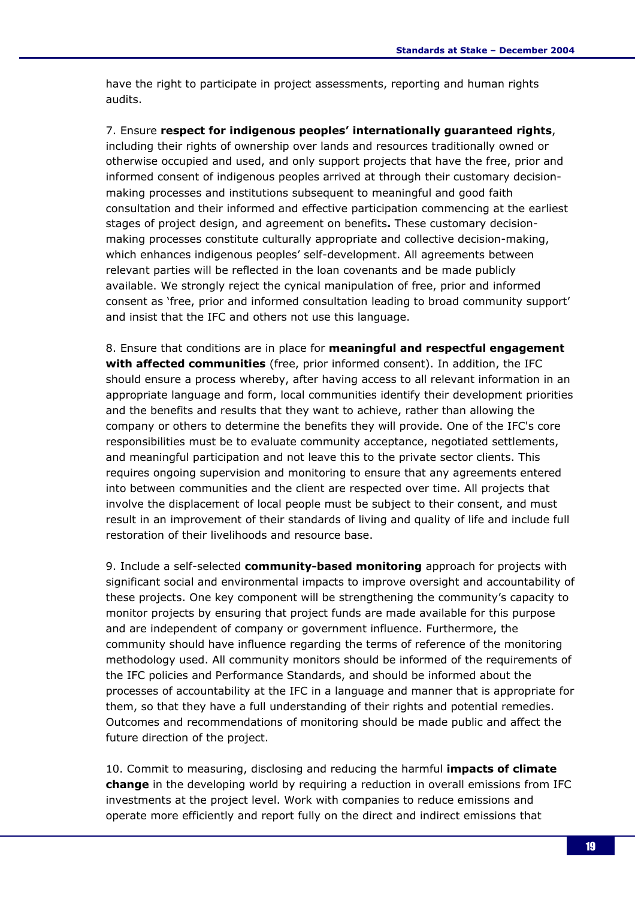have the right to participate in project assessments, reporting and human rights audits.

7. Ensure **respect for indigenous peoples' internationally guaranteed rights**, including their rights of ownership over lands and resources traditionally owned or otherwise occupied and used, and only support projects that have the free, prior and informed consent of indigenous peoples arrived at through their customary decision-making processes and institutions subsequent to meaningful and good faith consultation and their informed and effective participation commencing at the earliest stages of project design, and agreement on benefits**.** These customary decision-making processes constitute culturally appropriate and collective decision-making, which enhances indigenous peoples' self-development. All agreements between relevant parties will be reflected in the loan covenants and be made publicly available. We strongly reject the cynical manipulation of free, prior and informed consent as 'free, prior and informed consultation leading to broad community support' and insist that the IFC and others not use this language.

8. Ensure that conditions are in place for **meaningful and respectful engagement with affected communities** (free, prior informed consent). In addition, the IFC should ensure a process whereby, after having access to all relevant information in an appropriate language and form, local communities identify their development priorities and the benefits and results that they want to achieve, rather than allowing the company or others to determine the benefits they will provide. One of the IFC's core responsibilities must be to evaluate community acceptance, negotiated settlements, and meaningful participation and not leave this to the private sector clients. This requires ongoing supervision and monitoring to ensure that any agreements entered into between communities and the client are respected over time. All projects that involve the displacement of local people must be subject to their consent, and must result in an improvement of their standards of living and quality of life and include full restoration of their livelihoods and resource base.

9. Include a self-selected **community-based monitoring** approach for projects with significant social and environmental impacts to improve oversight and accountability of these projects. One key component will be strengthening the community's capacity to monitor projects by ensuring that project funds are made available for this purpose and are independent of company or government influence. Furthermore, the community should have influence regarding the terms of reference of the monitoring methodology used. All community monitors should be informed of the requirements of the IFC policies and Performance Standards, and should be informed about the processes of accountability at the IFC in a language and manner that is appropriate for them, so that they have a full understanding of their rights and potential remedies. Outcomes and recommendations of monitoring should be made public and affect the future direction of the project.

10. Commit to measuring, disclosing and reducing the harmful **impacts of climate change** in the developing world by requiring a reduction in overall emissions from IFC investments at the project level. Work with companies to reduce emissions and operate more efficiently and report fully on the direct and indirect emissions that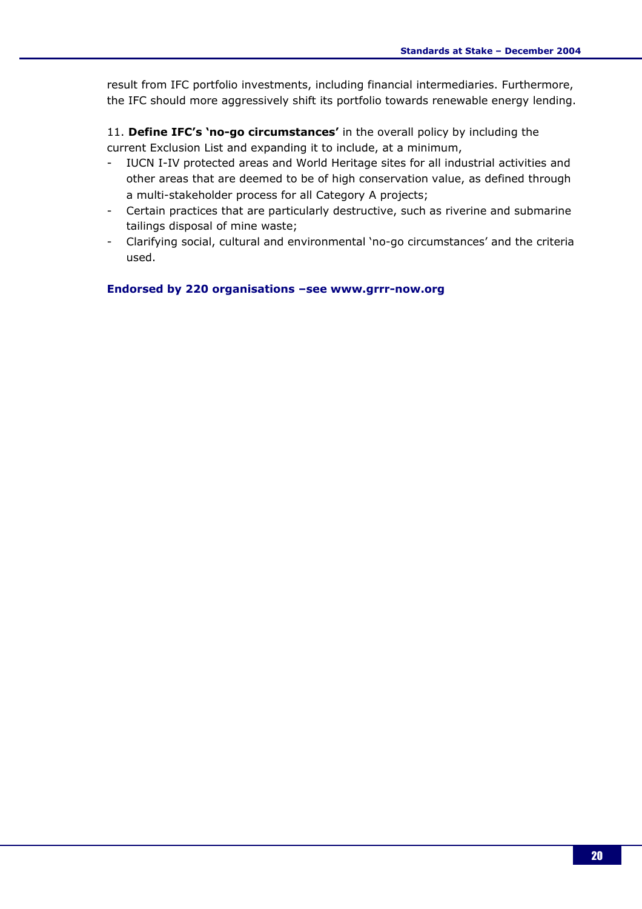result from IFC portfolio investments, including financial intermediaries. Furthermore, the IFC should more aggressively shift its portfolio towards renewable energy lending.

11. **Define IFC's 'no-go circumstances'** in the overall policy by including the current Exclusion List and expanding it to include, at a minimum,

- IUCN I-IV protected areas and World Heritage sites for all industrial activities and other areas that are deemed to be of high conservation value, as defined through a multi-stakeholder process for all Category A projects;
- Certain practices that are particularly destructive, such as riverine and submarine tailings disposal of mine waste;
- Clarifying social, cultural and environmental 'no-go circumstances' and the criteria used.

**Endorsed by 220 organisations –see www.grrr-now.org**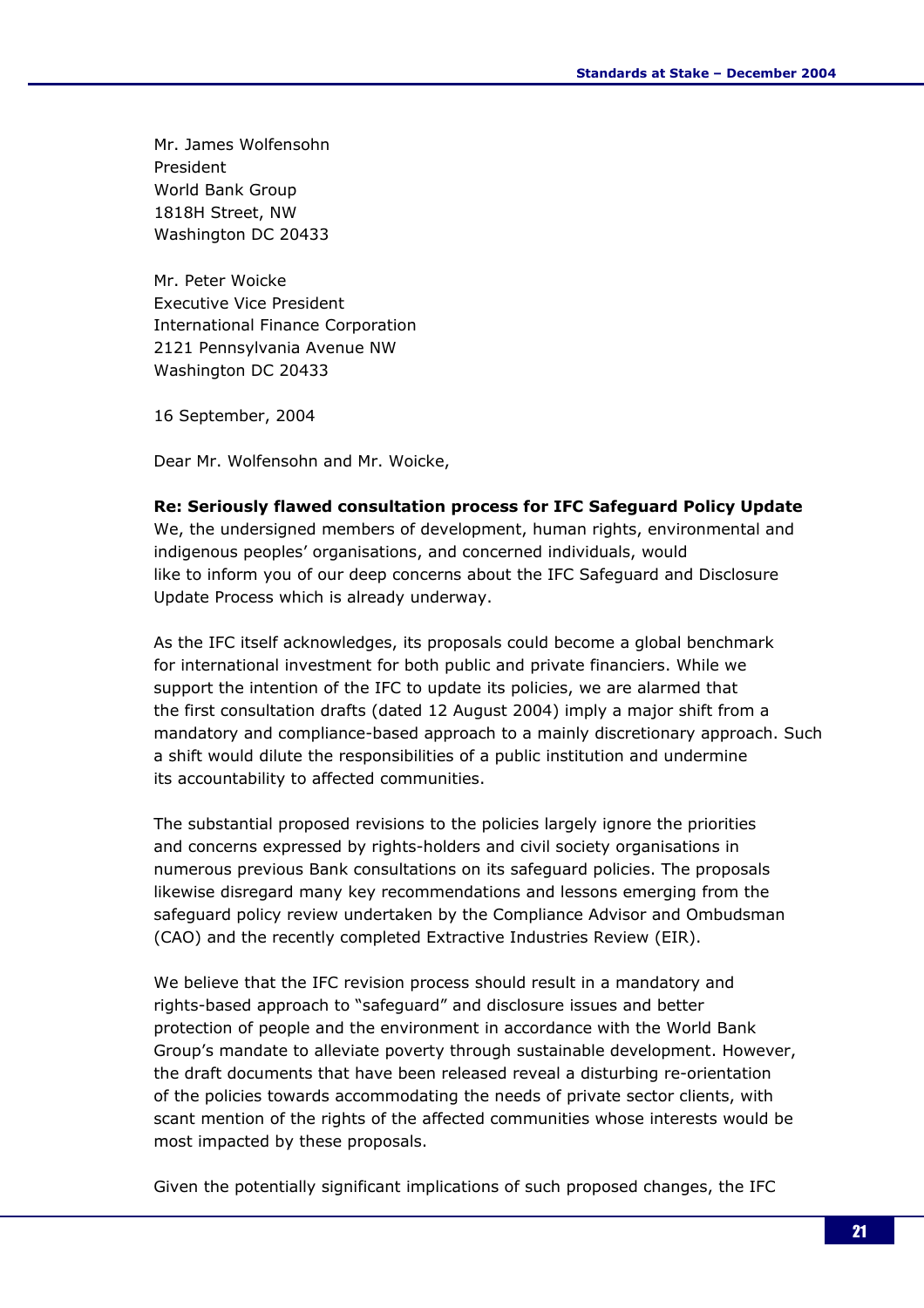Mr. James Wolfensohn
President
World Bank Group
1818H Street, NW
Washington DC 20433

Mr. Peter Woicke
Executive Vice President
International Finance Corporation
2121 Pennsylvania Avenue NW
Washington DC 20433

16 September, 2004

Dear Mr. Wolfensohn and Mr. Woicke,

**Re: Seriously flawed consultation process for IFC Safeguard Policy Update**

We, the undersigned members of development, human rights, environmental and indigenous peoples' organisations, and concerned individuals, would like to inform you of our deep concerns about the IFC Safeguard and Disclosure Update Process which is already underway.

As the IFC itself acknowledges, its proposals could become a global benchmark for international investment for both public and private financiers. While we support the intention of the IFC to update its policies, we are alarmed that the first consultation drafts (dated 12 August 2004) imply a major shift from a mandatory and compliance-based approach to a mainly discretionary approach. Such a shift would dilute the responsibilities of a public institution and undermine its accountability to affected communities.

The substantial proposed revisions to the policies largely ignore the priorities and concerns expressed by rights-holders and civil society organisations in numerous previous Bank consultations on its safeguard policies. The proposals likewise disregard many key recommendations and lessons emerging from the safeguard policy review undertaken by the Compliance Advisor and Ombudsman (CAO) and the recently completed Extractive Industries Review (EIR).

We believe that the IFC revision process should result in a mandatory and rights-based approach to "safeguard" and disclosure issues and better protection of people and the environment in accordance with the World Bank Group's mandate to alleviate poverty through sustainable development. However, the draft documents that have been released reveal a disturbing re-orientation of the policies towards accommodating the needs of private sector clients, with scant mention of the rights of the affected communities whose interests would be most impacted by these proposals.

Given the potentially significant implications of such proposed changes, the IFC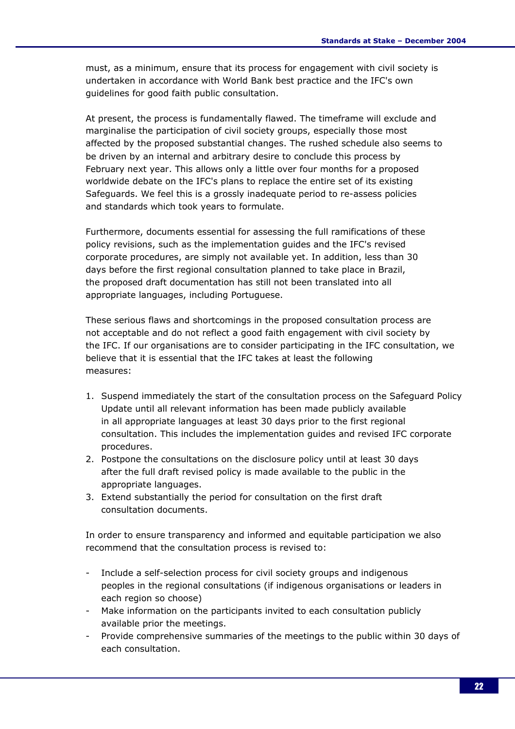must, as a minimum, ensure that its process for engagement with civil society is undertaken in accordance with World Bank best practice and the IFC's own guidelines for good faith public consultation.

At present, the process is fundamentally flawed. The timeframe will exclude and marginalise the participation of civil society groups, especially those most affected by the proposed substantial changes. The rushed schedule also seems to be driven by an internal and arbitrary desire to conclude this process by February next year. This allows only a little over four months for a proposed worldwide debate on the IFC's plans to replace the entire set of its existing Safeguards. We feel this is a grossly inadequate period to re-assess policies and standards which took years to formulate.

Furthermore, documents essential for assessing the full ramifications of these policy revisions, such as the implementation guides and the IFC's revised corporate procedures, are simply not available yet. In addition, less than 30 days before the first regional consultation planned to take place in Brazil, the proposed draft documentation has still not been translated into all appropriate languages, including Portuguese.

These serious flaws and shortcomings in the proposed consultation process are not acceptable and do not reflect a good faith engagement with civil society by the IFC. If our organisations are to consider participating in the IFC consultation, we believe that it is essential that the IFC takes at least the following measures:

1. Suspend immediately the start of the consultation process on the Safeguard Policy Update until all relevant information has been made publicly available in all appropriate languages at least 30 days prior to the first regional consultation. This includes the implementation guides and revised IFC corporate procedures.
2. Postpone the consultations on the disclosure policy until at least 30 days after the full draft revised policy is made available to the public in the appropriate languages.
3. Extend substantially the period for consultation on the first draft consultation documents.

In order to ensure transparency and informed and equitable participation we also recommend that the consultation process is revised to:

- Include a self-selection process for civil society groups and indigenous peoples in the regional consultations (if indigenous organisations or leaders in each region so choose)
- Make information on the participants invited to each consultation publicly available prior the meetings.
- Provide comprehensive summaries of the meetings to the public within 30 days of each consultation.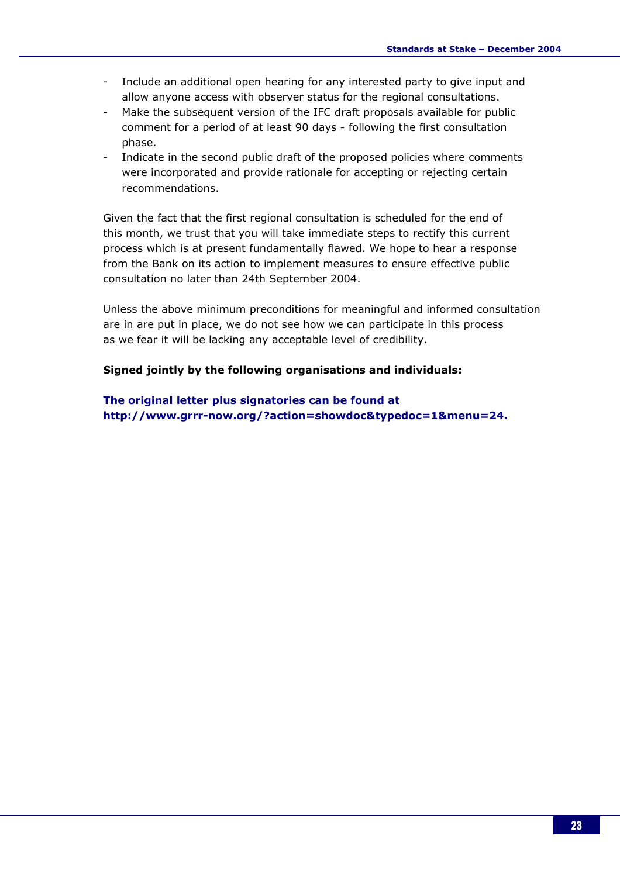- Include an additional open hearing for any interested party to give input and allow anyone access with observer status for the regional consultations.
- Make the subsequent version of the IFC draft proposals available for public comment for a period of at least 90 days - following the first consultation phase.
- Indicate in the second public draft of the proposed policies where comments were incorporated and provide rationale for accepting or rejecting certain recommendations.

Given the fact that the first regional consultation is scheduled for the end of this month, we trust that you will take immediate steps to rectify this current process which is at present fundamentally flawed. We hope to hear a response from the Bank on its action to implement measures to ensure effective public consultation no later than 24th September 2004.

Unless the above minimum preconditions for meaningful and informed consultation are in are put in place, we do not see how we can participate in this process as we fear it will be lacking any acceptable level of credibility.

**Signed jointly by the following organisations and individuals:**

**The original letter plus signatories can be found at http://www.grrr-now.org/?action=showdoc&typedoc=1&menu=24.**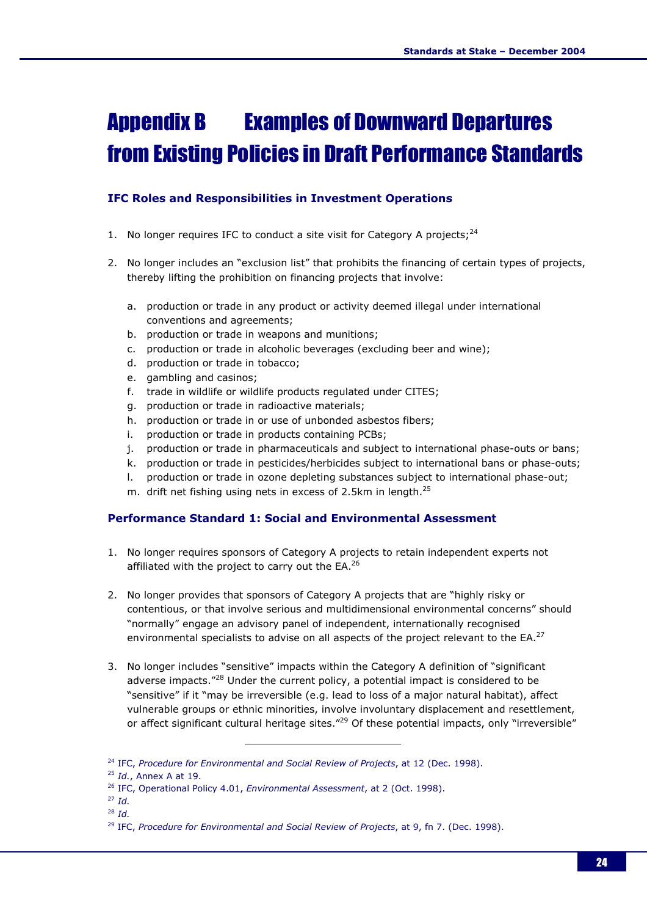# Appendix B Examples of Downward Departures from Existing Policies in Draft Performance Standards

### IFC Roles and Responsibilities in Investment Operations

1. No longer requires IFC to conduct a site visit for Category A projects;[24]

2. No longer includes an "exclusion list" that prohibits the financing of certain types of projects, thereby lifting the prohibition on financing projects that involve:

   a. production or trade in any product or activity deemed illegal under international conventions and agreements;
   b. production or trade in weapons and munitions;
   c. production or trade in alcoholic beverages (excluding beer and wine);
   d. production or trade in tobacco;
   e. gambling and casinos;
   f. trade in wildlife or wildlife products regulated under CITES;
   g. production or trade in radioactive materials;
   h. production or trade in or use of unbonded asbestos fibers;
   i. production or trade in products containing PCBs;
   j. production or trade in pharmaceuticals and subject to international phase-outs or bans;
   k. production or trade in pesticides/herbicides subject to international bans or phase-outs;
   l. production or trade in ozone depleting substances subject to international phase-out;
   m. drift net fishing using nets in excess of 2.5km in length.[25]

### Performance Standard 1: Social and Environmental Assessment

1. No longer requires sponsors of Category A projects to retain independent experts not affiliated with the project to carry out the EA.[26]

2. No longer provides that sponsors of Category A projects that are "highly risky or contentious, or that involve serious and multidimensional environmental concerns" should "normally" engage an advisory panel of independent, internationally recognised environmental specialists to advise on all aspects of the project relevant to the EA.[27]

3. No longer includes "sensitive" impacts within the Category A definition of "significant adverse impacts."[28] Under the current policy, a potential impact is considered to be "sensitive" if it "may be irreversible (e.g. lead to loss of a major natural habitat), affect vulnerable groups or ethnic minorities, involve involuntary displacement and resettlement, or affect significant cultural heritage sites."[29] Of these potential impacts, only "irreversible"

---

[24] IFC, *Procedure for Environmental and Social Review of Projects*, at 12 (Dec. 1998).
[25] *Id.*, Annex A at 19.
[26] IFC, Operational Policy 4.01, *Environmental Assessment*, at 2 (Oct. 1998).
[27] *Id.*
[28] *Id.*
[29] IFC, *Procedure for Environmental and Social Review of Projects*, at 9, fn 7. (Dec. 1998).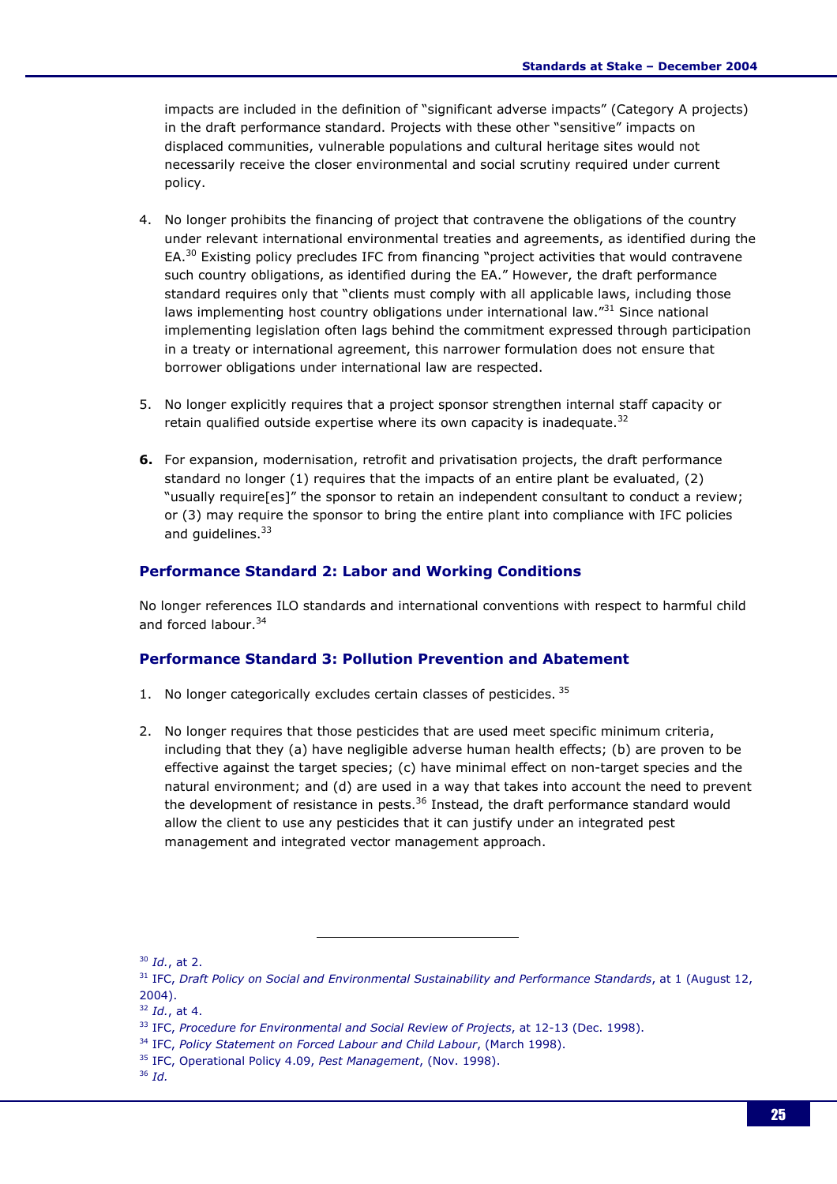impacts are included in the definition of "significant adverse impacts" (Category A projects) in the draft performance standard. Projects with these other "sensitive" impacts on displaced communities, vulnerable populations and cultural heritage sites would not necessarily receive the closer environmental and social scrutiny required under current policy.

4. No longer prohibits the financing of project that contravene the obligations of the country under relevant international environmental treaties and agreements, as identified during the EA.[30] Existing policy precludes IFC from financing "project activities that would contravene such country obligations, as identified during the EA." However, the draft performance standard requires only that "clients must comply with all applicable laws, including those laws implementing host country obligations under international law."[31] Since national implementing legislation often lags behind the commitment expressed through participation in a treaty or international agreement, this narrower formulation does not ensure that borrower obligations under international law are respected.

5. No longer explicitly requires that a project sponsor strengthen internal staff capacity or retain qualified outside expertise where its own capacity is inadequate.[32]

6. For expansion, modernisation, retrofit and privatisation projects, the draft performance standard no longer (1) requires that the impacts of an entire plant be evaluated, (2) "usually require[es]" the sponsor to retain an independent consultant to conduct a review; or (3) may require the sponsor to bring the entire plant into compliance with IFC policies and guidelines.[33]

### Performance Standard 2: Labor and Working Conditions

No longer references ILO standards and international conventions with respect to harmful child and forced labour.[34]

### Performance Standard 3: Pollution Prevention and Abatement

1. No longer categorically excludes certain classes of pesticides.[35]

2. No longer requires that those pesticides that are used meet specific minimum criteria, including that they (a) have negligible adverse human health effects; (b) are proven to be effective against the target species; (c) have minimal effect on non-target species and the natural environment; and (d) are used in a way that takes into account the need to prevent the development of resistance in pests.[36] Instead, the draft performance standard would allow the client to use any pesticides that it can justify under an integrated pest management and integrated vector management approach.

---

[30] *Id.*, at 2.

[31] IFC, *Draft Policy on Social and Environmental Sustainability and Performance Standards*, at 1 (August 12, 2004).

[32] *Id.*, at 4.

[33] IFC, *Procedure for Environmental and Social Review of Projects*, at 12-13 (Dec. 1998).

[34] IFC, *Policy Statement on Forced Labour and Child Labour*, (March 1998).

[35] IFC, Operational Policy 4.09, *Pest Management*, (Nov. 1998).

[36] *Id.*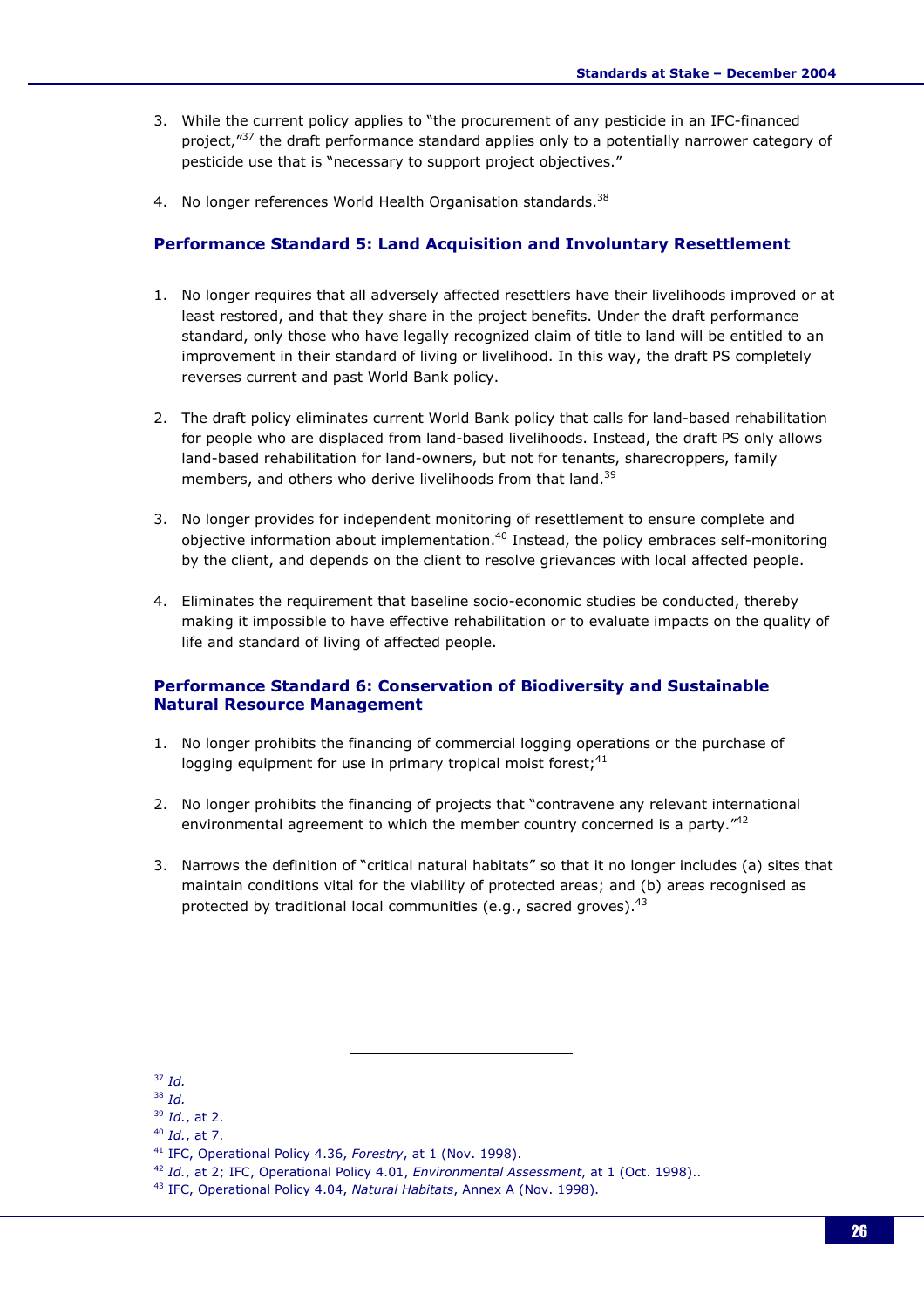3. While the current policy applies to "the procurement of any pesticide in an IFC-financed project,"[37] the draft performance standard applies only to a potentially narrower category of pesticide use that is "necessary to support project objectives."

4. No longer references World Health Organisation standards.[38]

### Performance Standard 5: Land Acquisition and Involuntary Resettlement

1. No longer requires that all adversely affected resettlers have their livelihoods improved or at least restored, and that they share in the project benefits. Under the draft performance standard, only those who have legally recognized claim of title to land will be entitled to an improvement in their standard of living or livelihood. In this way, the draft PS completely reverses current and past World Bank policy.

2. The draft policy eliminates current World Bank policy that calls for land-based rehabilitation for people who are displaced from land-based livelihoods. Instead, the draft PS only allows land-based rehabilitation for land-owners, but not for tenants, sharecroppers, family members, and others who derive livelihoods from that land.[39]

3. No longer provides for independent monitoring of resettlement to ensure complete and objective information about implementation.[40] Instead, the policy embraces self-monitoring by the client, and depends on the client to resolve grievances with local affected people.

4. Eliminates the requirement that baseline socio-economic studies be conducted, thereby making it impossible to have effective rehabilitation or to evaluate impacts on the quality of life and standard of living of affected people.

### Performance Standard 6: Conservation of Biodiversity and Sustainable Natural Resource Management

1. No longer prohibits the financing of commercial logging operations or the purchase of logging equipment for use in primary tropical moist forest;[41]

2. No longer prohibits the financing of projects that "contravene any relevant international environmental agreement to which the member country concerned is a party."[42]

3. Narrows the definition of "critical natural habitats" so that it no longer includes (a) sites that maintain conditions vital for the viability of protected areas; and (b) areas recognised as protected by traditional local communities (e.g., sacred groves).[43]

---

[37] *Id.*

[38] *Id.*

[39] *Id.*, at 2.

[40] *Id.*, at 7.

[41] IFC, Operational Policy 4.36, *Forestry*, at 1 (Nov. 1998).

[42] *Id.*, at 2; IFC, Operational Policy 4.01, *Environmental Assessment*, at 1 (Oct. 1998)..

[43] IFC, Operational Policy 4.04, *Natural Habitats*, Annex A (Nov. 1998).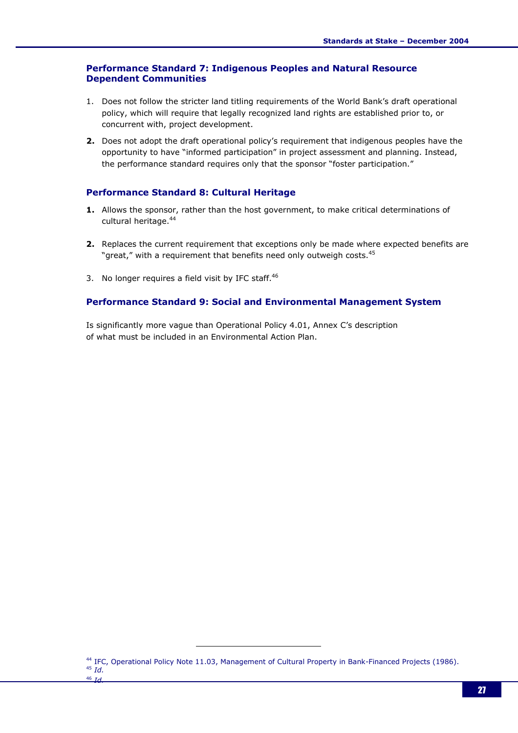### Performance Standard 7: Indigenous Peoples and Natural Resource Dependent Communities

1. Does not follow the stricter land titling requirements of the World Bank's draft operational policy, which will require that legally recognized land rights are established prior to, or concurrent with, project development.

2. Does not adopt the draft operational policy's requirement that indigenous peoples have the opportunity to have "informed participation" in project assessment and planning. Instead, the performance standard requires only that the sponsor "foster participation."

### Performance Standard 8: Cultural Heritage

1. Allows the sponsor, rather than the host government, to make critical determinations of cultural heritage.[44]

2. Replaces the current requirement that exceptions only be made where expected benefits are "great," with a requirement that benefits need only outweigh costs.[45]

3. No longer requires a field visit by IFC staff.[46]

### Performance Standard 9: Social and Environmental Management System

Is significantly more vague than Operational Policy 4.01, Annex C's description of what must be included in an Environmental Action Plan.

---

[44] IFC, Operational Policy Note 11.03, Management of Cultural Property in Bank-Financed Projects (1986).
[45] *Id.*
[46] *Id.*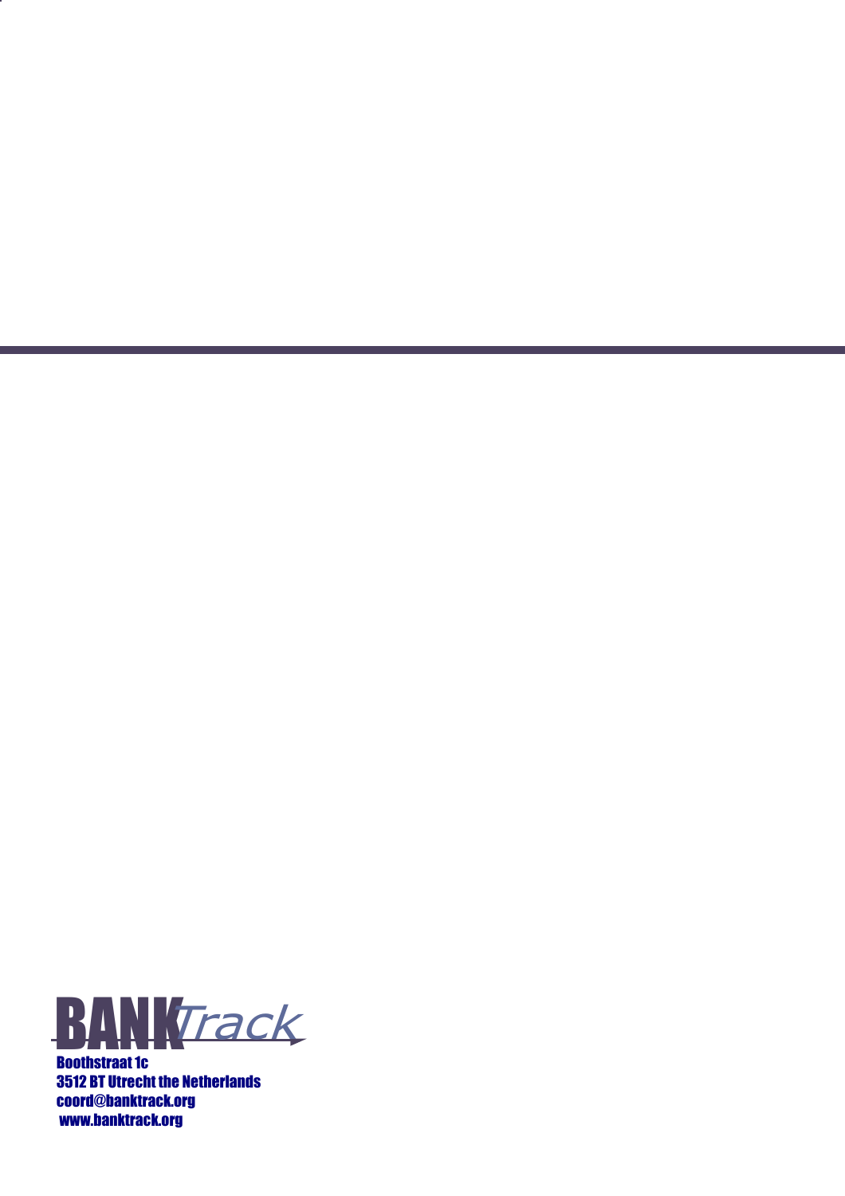BANKTrack

Boothstraat 1c
3512 BT Utrecht the Netherlands
coord@banktrack.org
www.banktrack.org